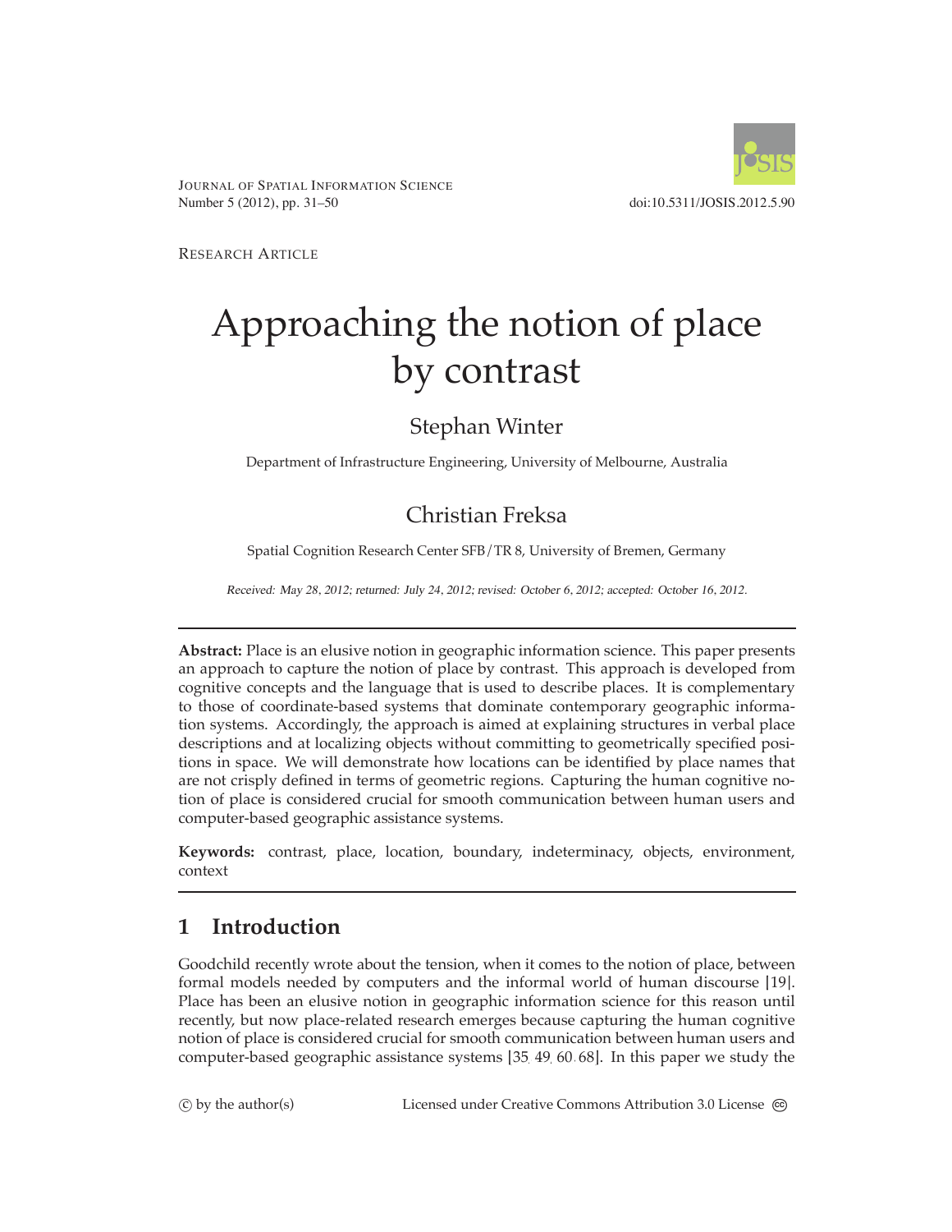JOURNAL OF SPATIAL INFORMATION SCIENCE
Number 5 (2012), pp. 31–50

doi:10.5311/JOSIS.2012.5.90

RESEARCH ARTICLE

# Approaching the notion of place by contrast

Stephan Winter

Department of Infrastructure Engineering, University of Melbourne, Australia

Christian Freksa

Spatial Cognition Research Center SFB/TR 8, University of Bremen, Germany

*Received: May 28, 2012; returned: July 24, 2012; revised: October 6, 2012; accepted: October 16, 2012.*

---

**Abstract:** Place is an elusive notion in geographic information science. This paper presents an approach to capture the notion of place by contrast. This approach is developed from cognitive concepts and the language that is used to describe places. It is complementary to those of coordinate-based systems that dominate contemporary geographic information systems. Accordingly, the approach is aimed at explaining structures in verbal place descriptions and at localizing objects without committing to geometrically specified positions in space. We will demonstrate how locations can be identified by place names that are not crisply defined in terms of geometric regions. Capturing the human cognitive notion of place is considered crucial for smooth communication between human users and computer-based geographic assistance systems.

**Keywords:** contrast, place, location, boundary, indeterminacy, objects, environment, context

---

## 1 Introduction

Goodchild recently wrote about the tension, when it comes to the notion of place, between formal models needed by computers and the informal world of human discourse [19]. Place has been an elusive notion in geographic information science for this reason until recently, but now place-related research emerges because capturing the human cognitive notion of place is considered crucial for smooth communication between human users and computer-based geographic assistance systems [35, 49, 60, 68]. In this paper we study the

© by the author(s) Licensed under Creative Commons Attribution 3.0 License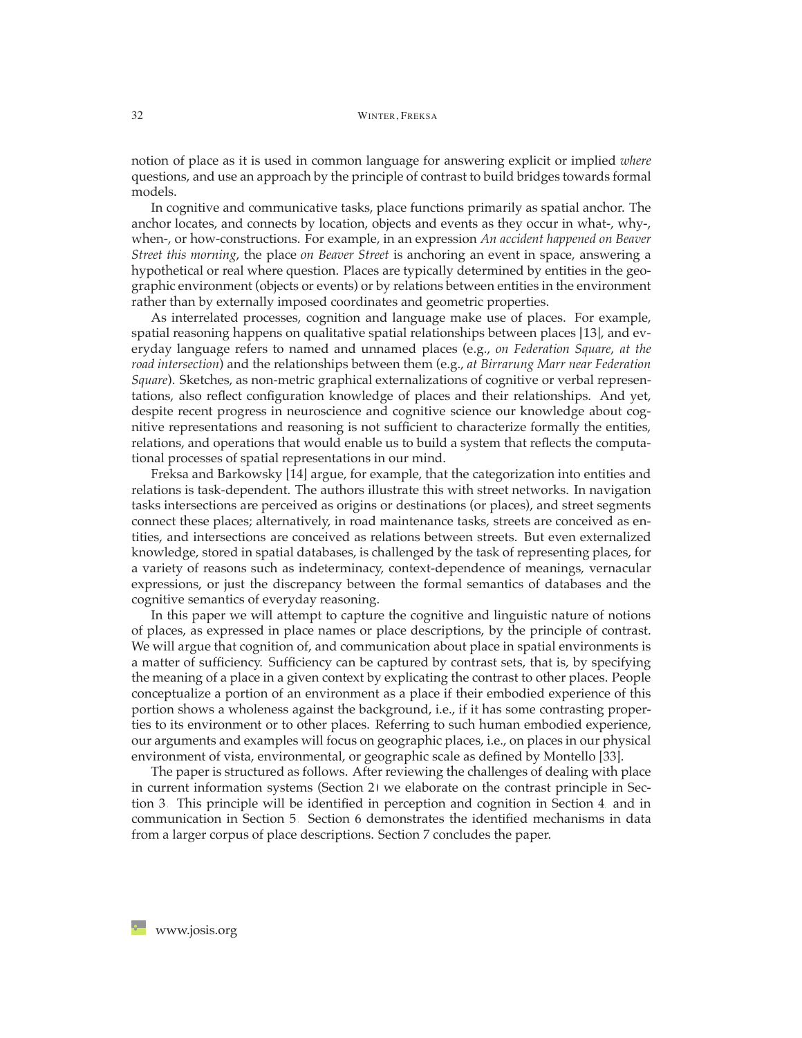notion of place as it is used in common language for answering explicit or implied *where* questions, and use an approach by the principle of contrast to build bridges towards formal models.

In cognitive and communicative tasks, place functions primarily as spatial anchor. The anchor locates, and connects by location, objects and events as they occur in what-, why-, when-, or how-constructions. For example, in an expression *An accident happened on Beaver Street this morning*, the place *on Beaver Street* is anchoring an event in space, answering a hypothetical or real where question. Places are typically determined by entities in the geographic environment (objects or events) or by relations between entities in the environment rather than by externally imposed coordinates and geometric properties.

As interrelated processes, cognition and language make use of places. For example, spatial reasoning happens on qualitative spatial relationships between places [13], and everyday language refers to named and unnamed places (e.g., *on Federation Square*, *at the road intersection*) and the relationships between them (e.g., *at Birrarung Marr near Federation Square*). Sketches, as non-metric graphical externalizations of cognitive or verbal representations, also reflect configuration knowledge of places and their relationships. And yet, despite recent progress in neuroscience and cognitive science our knowledge about cognitive representations and reasoning is not sufficient to characterize formally the entities, relations, and operations that would enable us to build a system that reflects the computational processes of spatial representations in our mind.

Freksa and Barkowsky [14] argue, for example, that the categorization into entities and relations is task-dependent. The authors illustrate this with street networks. In navigation tasks intersections are perceived as origins or destinations (or places), and street segments connect these places; alternatively, in road maintenance tasks, streets are conceived as entities, and intersections are conceived as relations between streets. But even externalized knowledge, stored in spatial databases, is challenged by the task of representing places, for a variety of reasons such as indeterminacy, context-dependence of meanings, vernacular expressions, or just the discrepancy between the formal semantics of databases and the cognitive semantics of everyday reasoning.

In this paper we will attempt to capture the cognitive and linguistic nature of notions of places, as expressed in place names or place descriptions, by the principle of contrast. We will argue that cognition of, and communication about place in spatial environments is a matter of sufficiency. Sufficiency can be captured by contrast sets, that is, by specifying the meaning of a place in a given context by explicating the contrast to other places. People conceptualize a portion of an environment as a place if their embodied experience of this portion shows a wholeness against the background, i.e., if it has some contrasting properties to its environment or to other places. Referring to such human embodied experience, our arguments and examples will focus on geographic places, i.e., on places in our physical environment of vista, environmental, or geographic scale as defined by Montello [33].

The paper is structured as follows. After reviewing the challenges of dealing with place in current information systems (Section 2) we elaborate on the contrast principle in Section 3. This principle will be identified in perception and cognition in Section 4, and in communication in Section 5. Section 6 demonstrates the identified mechanisms in data from a larger corpus of place descriptions. Section 7 concludes the paper.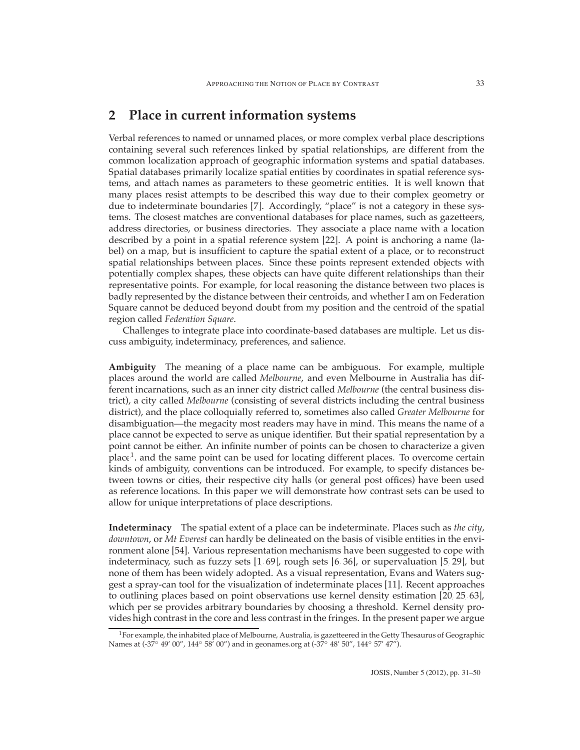## 2 Place in current information systems

Verbal references to named or unnamed places, or more complex verbal place descriptions containing several such references linked by spatial relationships, are different from the common localization approach of geographic information systems and spatial databases. Spatial databases primarily localize spatial entities by coordinates in spatial reference systems, and attach names as parameters to these geometric entities. It is well known that many places resist attempts to be described this way due to their complex geometry or due to indeterminate boundaries [7]. Accordingly, "place" is not a category in these systems. The closest matches are conventional databases for place names, such as gazetteers, address directories, or business directories. They associate a place name with a location described by a point in a spatial reference system [22]. A point is anchoring a name (label) on a map, but is insufficient to capture the spatial extent of a place, or to reconstruct spatial relationships between places. Since these points represent extended objects with potentially complex shapes, these objects can have quite different relationships than their representative points. For example, for local reasoning the distance between two places is badly represented by the distance between their centroids, and whether I am on Federation Square cannot be deduced beyond doubt from my position and the centroid of the spatial region called *Federation Square*.

Challenges to integrate place into coordinate-based databases are multiple. Let us discuss ambiguity, indeterminacy, preferences, and salience.

**Ambiguity** The meaning of a place name can be ambiguous. For example, multiple places around the world are called *Melbourne*, and even Melbourne in Australia has different incarnations, such as an inner city district called *Melbourne* (the central business district), a city called *Melbourne* (consisting of several districts including the central business district), and the place colloquially referred to, sometimes also called *Greater Melbourne* for disambiguation—the megacity most readers may have in mind. This means the name of a place cannot be expected to serve as unique identifier. But their spatial representation by a point cannot be either. An infinite number of points can be chosen to characterize a given place[1], and the same point can be used for locating different places. To overcome certain kinds of ambiguity, conventions can be introduced. For example, to specify distances between towns or cities, their respective city halls (or general post offices) have been used as reference locations. In this paper we will demonstrate how contrast sets can be used to allow for unique interpretations of place descriptions.

**Indeterminacy** The spatial extent of a place can be indeterminate. Places such as *the city*, *downtown*, or *Mt Everest* can hardly be delineated on the basis of visible entities in the environment alone [54]. Various representation mechanisms have been suggested to cope with indeterminacy, such as fuzzy sets [1, 69], rough sets [6, 36], or supervaluation [5, 29], but none of them has been widely adopted. As a visual representation, Evans and Waters suggest a spray-can tool for the visualization of indeterminate places [11]. Recent approaches to outlining places based on point observations use kernel density estimation [20, 25, 63], which per se provides arbitrary boundaries by choosing a threshold. Kernel density provides high contrast in the core and less contrast in the fringes. In the present paper we argue

[1] For example, the inhabited place of Melbourne, Australia, is gazetteered in the Getty Thesaurus of Geographic Names at (-37° 49′ 00″, 144° 58′ 00″) and in geonames.org at (-37° 48′ 50″, 144° 57′ 47″).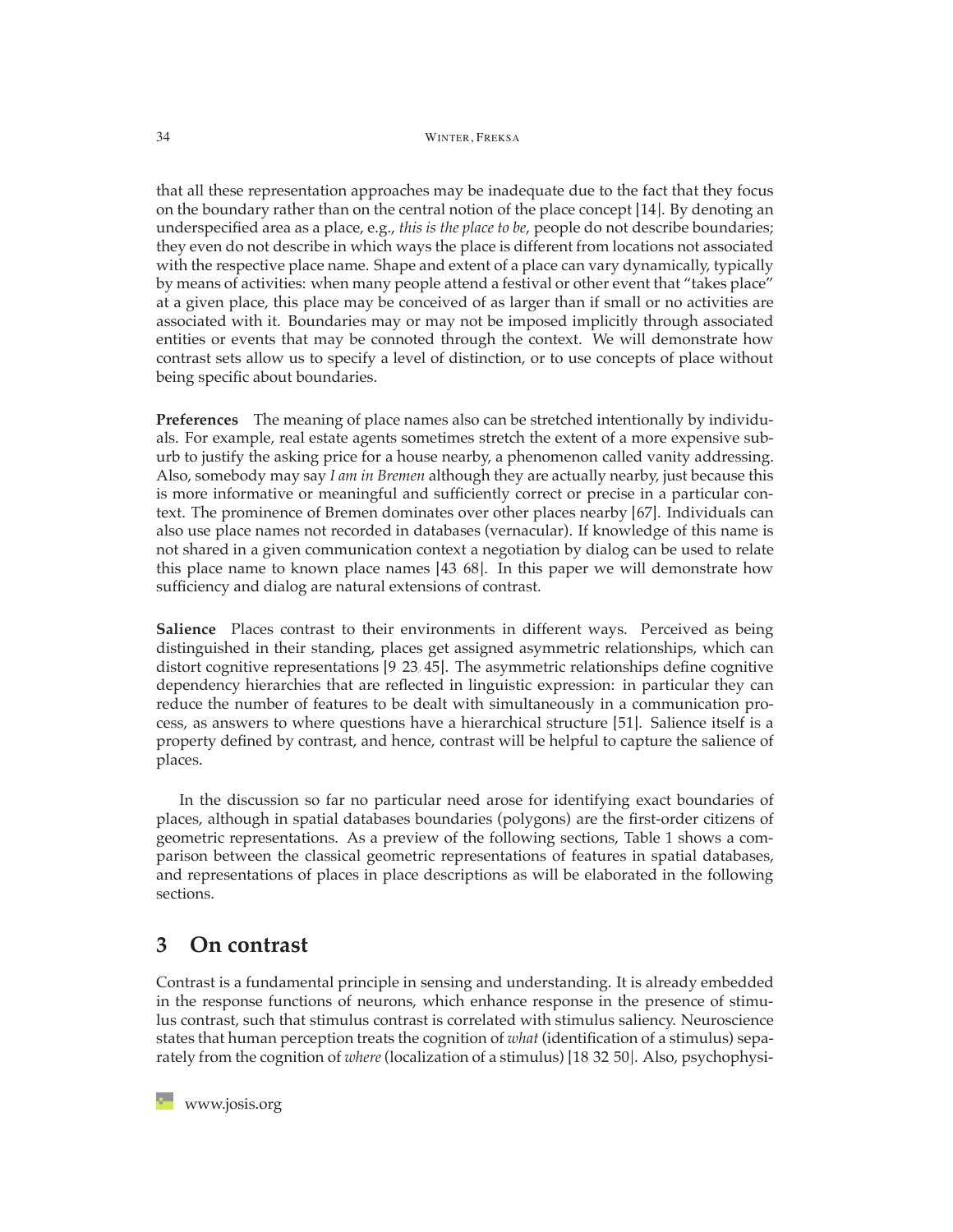that all these representation approaches may be inadequate due to the fact that they focus on the boundary rather than on the central notion of the place concept [14]. By denoting an underspecified area as a place, e.g., *this is the place to be*, people do not describe boundaries; they even do not describe in which ways the place is different from locations not associated with the respective place name. Shape and extent of a place can vary dynamically, typically by means of activities: when many people attend a festival or other event that "takes place" at a given place, this place may be conceived of as larger than if small or no activities are associated with it. Boundaries may or may not be imposed implicitly through associated entities or events that may be connoted through the context. We will demonstrate how contrast sets allow us to specify a level of distinction, or to use concepts of place without being specific about boundaries.

**Preferences** The meaning of place names also can be stretched intentionally by individuals. For example, real estate agents sometimes stretch the extent of a more expensive suburb to justify the asking price for a house nearby, a phenomenon called vanity addressing. Also, somebody may say *I am in Bremen* although they are actually nearby, just because this is more informative or meaningful and sufficiently correct or precise in a particular context. The prominence of Bremen dominates over other places nearby [67]. Individuals can also use place names not recorded in databases (vernacular). If knowledge of this name is not shared in a given communication context a negotiation by dialog can be used to relate this place name to known place names [43, 68]. In this paper we will demonstrate how sufficiency and dialog are natural extensions of contrast.

**Salience** Places contrast to their environments in different ways. Perceived as being distinguished in their standing, places get assigned asymmetric relationships, which can distort cognitive representations [9, 23, 45]. The asymmetric relationships define cognitive dependency hierarchies that are reflected in linguistic expression: in particular they can reduce the number of features to be dealt with simultaneously in a communication process, as answers to where questions have a hierarchical structure [51]. Salience itself is a property defined by contrast, and hence, contrast will be helpful to capture the salience of places.

In the discussion so far no particular need arose for identifying exact boundaries of places, although in spatial databases boundaries (polygons) are the first-order citizens of geometric representations. As a preview of the following sections, Table 1 shows a comparison between the classical geometric representations of features in spatial databases, and representations of places in place descriptions as will be elaborated in the following sections.

## 3 On contrast

Contrast is a fundamental principle in sensing and understanding. It is already embedded in the response functions of neurons, which enhance response in the presence of stimulus contrast, such that stimulus contrast is correlated with stimulus saliency. Neuroscience states that human perception treats the cognition of *what* (identification of a stimulus) separately from the cognition of *where* (localization of a stimulus) [18, 32, 50]. Also, psychophysi-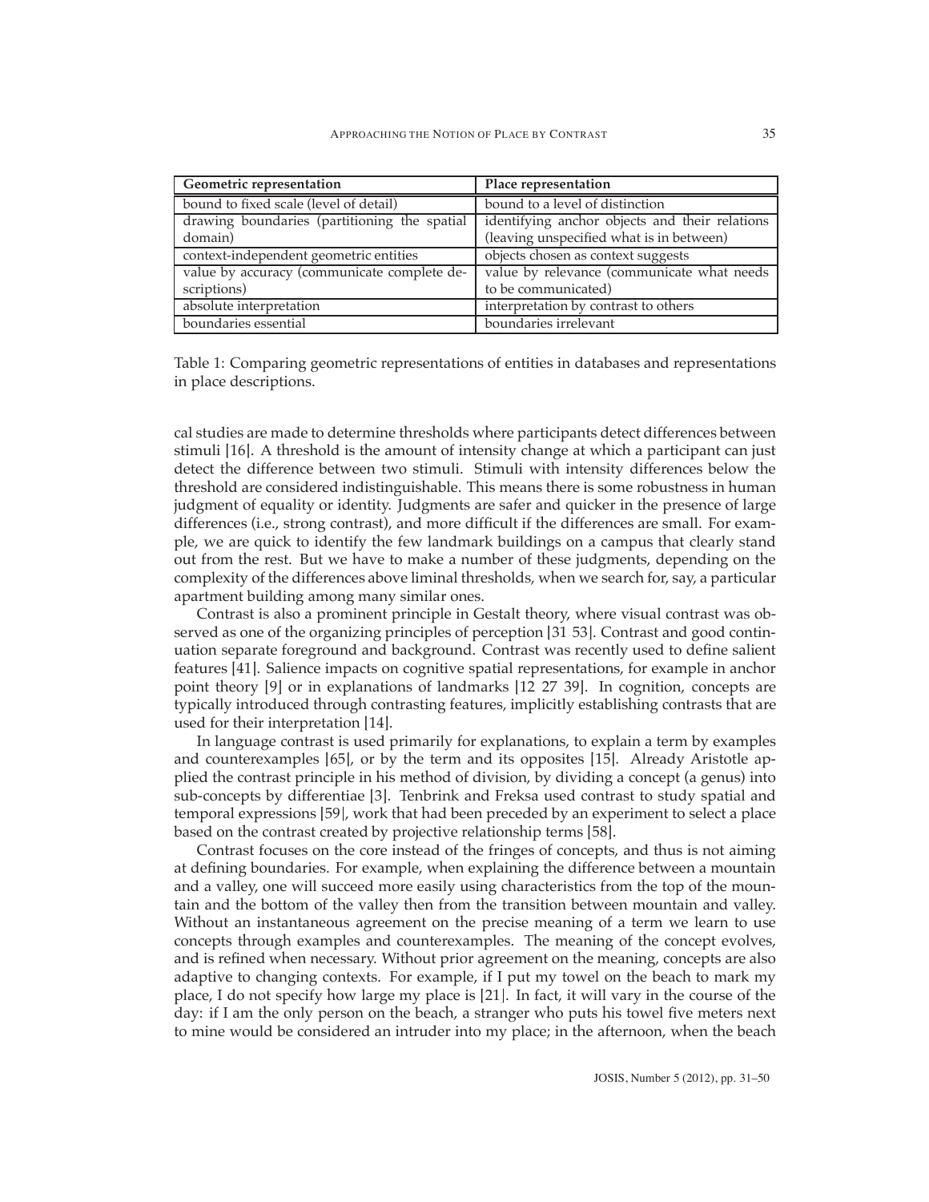| Geometric representation | Place representation |
| --- | --- |
| bound to fixed scale (level of detail) | bound to a level of distinction |
| drawing boundaries (partitioning the spatial domain) | identifying anchor objects and their relations (leaving unspecified what is in between) |
| context-independent geometric entities | objects chosen as context suggests |
| value by accuracy (communicate complete descriptions) | value by relevance (communicate what needs to be communicated) |
| absolute interpretation | interpretation by contrast to others |
| boundaries essential | boundaries irrelevant |

Table 1: Comparing geometric representations of entities in databases and representations in place descriptions.

cal studies are made to determine thresholds where participants detect differences between stimuli [16]. A threshold is the amount of intensity change at which a participant can just detect the difference between two stimuli. Stimuli with intensity differences below the threshold are considered indistinguishable. This means there is some robustness in human judgment of equality or identity. Judgments are safer and quicker in the presence of large differences (i.e., strong contrast), and more difficult if the differences are small. For example, we are quick to identify the few landmark buildings on a campus that clearly stand out from the rest. But we have to make a number of these judgments, depending on the complexity of the differences above liminal thresholds, when we search for, say, a particular apartment building among many similar ones.

Contrast is also a prominent principle in Gestalt theory, where visual contrast was observed as one of the organizing principles of perception [31, 53]. Contrast and good continuation separate foreground and background. Contrast was recently used to define salient features [41]. Salience impacts on cognitive spatial representations, for example in anchor point theory [9] or in explanations of landmarks [12, 27, 39]. In cognition, concepts are typically introduced through contrasting features, implicitly establishing contrasts that are used for their interpretation [14].

In language contrast is used primarily for explanations, to explain a term by examples and counterexamples [65], or by the term and its opposites [15]. Already Aristotle applied the contrast principle in his method of division, by dividing a concept (a genus) into sub-concepts by differentiae [3]. Tenbrink and Freksa used contrast to study spatial and temporal expressions [59], work that had been preceded by an experiment to select a place based on the contrast created by projective relationship terms [58].

Contrast focuses on the core instead of the fringes of concepts, and thus is not aiming at defining boundaries. For example, when explaining the difference between a mountain and a valley, one will succeed more easily using characteristics from the top of the mountain and the bottom of the valley then from the transition between mountain and valley. Without an instantaneous agreement on the precise meaning of a term we learn to use concepts through examples and counterexamples. The meaning of the concept evolves, and is refined when necessary. Without prior agreement on the meaning, concepts are also adaptive to changing contexts. For example, if I put my towel on the beach to mark my place, I do not specify how large my place is [21]. In fact, it will vary in the course of the day: if I am the only person on the beach, a stranger who puts his towel five meters next to mine would be considered an intruder into my place; in the afternoon, when the beach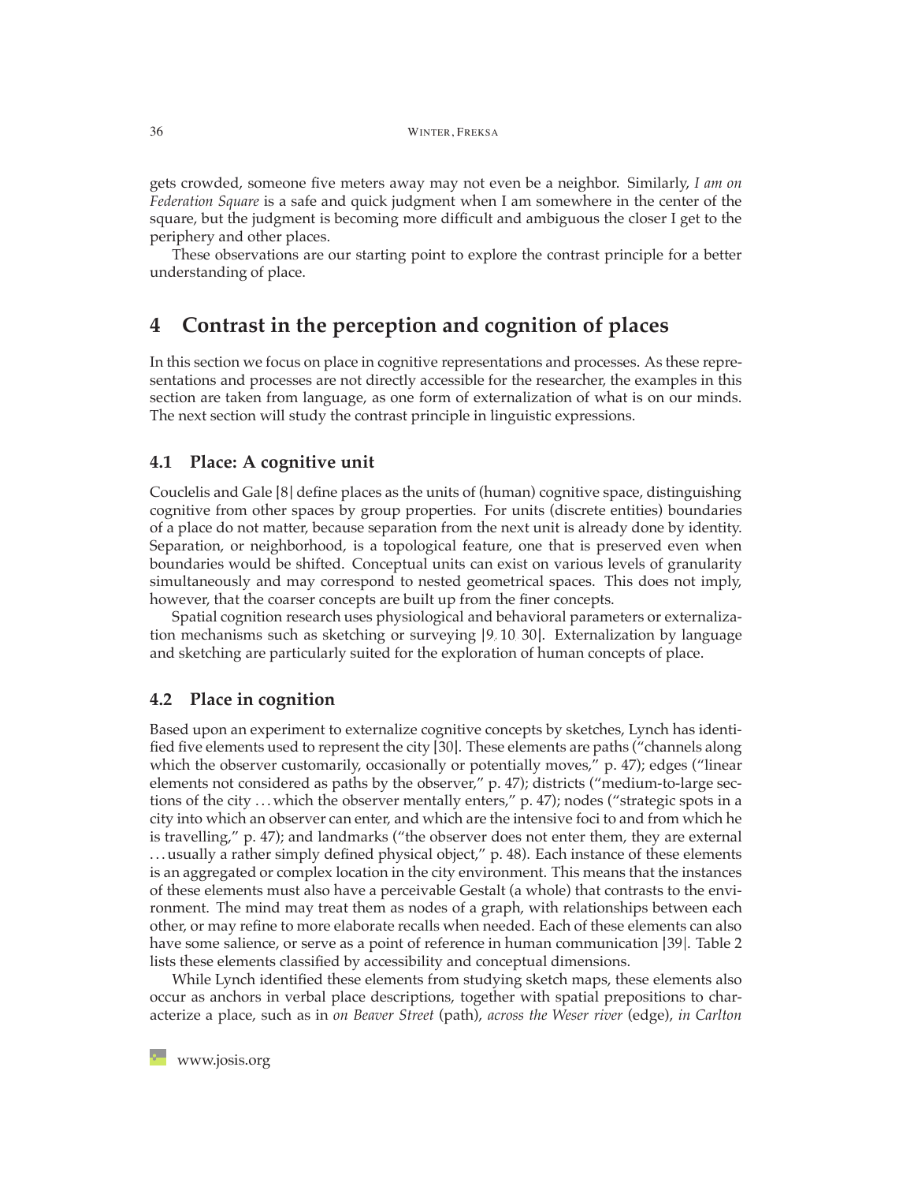gets crowded, someone five meters away may not even be a neighbor. Similarly, *I am on Federation Square* is a safe and quick judgment when I am somewhere in the center of the square, but the judgment is becoming more difficult and ambiguous the closer I get to the periphery and other places.

These observations are our starting point to explore the contrast principle for a better understanding of place.

## 4 Contrast in the perception and cognition of places

In this section we focus on place in cognitive representations and processes. As these representations and processes are not directly accessible for the researcher, the examples in this section are taken from language, as one form of externalization of what is on our minds. The next section will study the contrast principle in linguistic expressions.

### 4.1 Place: A cognitive unit

Couclelis and Gale [8] define places as the units of (human) cognitive space, distinguishing cognitive from other spaces by group properties. For units (discrete entities) boundaries of a place do not matter, because separation from the next unit is already done by identity. Separation, or neighborhood, is a topological feature, one that is preserved even when boundaries would be shifted. Conceptual units can exist on various levels of granularity simultaneously and may correspond to nested geometrical spaces. This does not imply, however, that the coarser concepts are built up from the finer concepts.

Spatial cognition research uses physiological and behavioral parameters or externalization mechanisms such as sketching or surveying [9, 10, 30]. Externalization by language and sketching are particularly suited for the exploration of human concepts of place.

### 4.2 Place in cognition

Based upon an experiment to externalize cognitive concepts by sketches, Lynch has identified five elements used to represent the city [30]. These elements are paths ("channels along which the observer customarily, occasionally or potentially moves," p. 47); edges ("linear elements not considered as paths by the observer," p. 47); districts ("medium-to-large sections of the city ... which the observer mentally enters," p. 47); nodes ("strategic spots in a city into which an observer can enter, and which are the intensive foci to and from which he is travelling," p. 47); and landmarks ("the observer does not enter them, they are external ... usually a rather simply defined physical object," p. 48). Each instance of these elements is an aggregated or complex location in the city environment. This means that the instances of these elements must also have a perceivable Gestalt (a whole) that contrasts to the environment. The mind may treat them as nodes of a graph, with relationships between each other, or may refine to more elaborate recalls when needed. Each of these elements can also have some salience, or serve as a point of reference in human communication [39]. Table 2 lists these elements classified by accessibility and conceptual dimensions.

While Lynch identified these elements from studying sketch maps, these elements also occur as anchors in verbal place descriptions, together with spatial prepositions to characterize a place, such as in *on Beaver Street* (path), *across the Weser river* (edge), *in Carlton*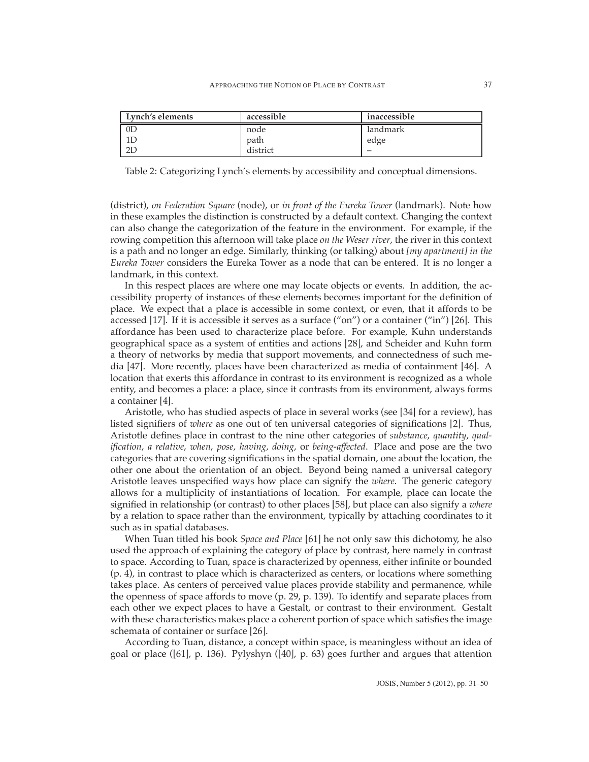| Lynch's elements | accessible | inaccessible |
|---|---|---|
| 0D | node | landmark |
| 1D | path | edge |
| 2D | district | – |

Table 2: Categorizing Lynch's elements by accessibility and conceptual dimensions.

(district), *on Federation Square* (node), or *in front of the Eureka Tower* (landmark). Note how in these examples the distinction is constructed by a default context. Changing the context can also change the categorization of the feature in the environment. For example, if the rowing competition this afternoon will take place *on the Weser river*, the river in this context is a path and no longer an edge. Similarly, thinking (or talking) about *[my apartment] in the Eureka Tower* considers the Eureka Tower as a node that can be entered. It is no longer a landmark, in this context.

In this respect places are where one may locate objects or events. In addition, the accessibility property of instances of these elements becomes important for the definition of place. We expect that a place is accessible in some context, or even, that it affords to be accessed [17]. If it is accessible it serves as a surface ("on") or a container ("in") [26]. This affordance has been used to characterize place before. For example, Kuhn understands geographical space as a system of entities and actions [28], and Scheider and Kuhn form a theory of networks by media that support movements, and connectedness of such media [47]. More recently, places have been characterized as media of containment [46]. A location that exerts this affordance in contrast to its environment is recognized as a whole entity, and becomes a place: a place, since it contrasts from its environment, always forms a container [4].

Aristotle, who has studied aspects of place in several works (see [34] for a review), has listed signifiers of *where* as one out of ten universal categories of significations [2]. Thus, Aristotle defines place in contrast to the nine other categories of *substance*, *quantity*, *qualification*, *a relative*, *when*, *pose*, *having*, *doing*, or *being-affected*. Place and pose are the two categories that are covering significations in the spatial domain, one about the location, the other one about the orientation of an object. Beyond being named a universal category Aristotle leaves unspecified ways how place can signify the *where*. The generic category allows for a multiplicity of instantiations of location. For example, place can locate the signified in relationship (or contrast) to other places [58], but place can also signify a *where* by a relation to space rather than the environment, typically by attaching coordinates to it such as in spatial databases.

When Tuan titled his book *Space and Place* [61] he not only saw this dichotomy, he also used the approach of explaining the category of place by contrast, here namely in contrast to space. According to Tuan, space is characterized by openness, either infinite or bounded (p. 4), in contrast to place which is characterized as centers, or locations where something takes place. As centers of perceived value places provide stability and permanence, while the openness of space affords to move (p. 29, p. 139). To identify and separate places from each other we expect places to have a Gestalt, or contrast to their environment. Gestalt with these characteristics makes place a coherent portion of space which satisfies the image schemata of container or surface [26].

According to Tuan, distance, a concept within space, is meaningless without an idea of goal or place ([61], p. 136). Pylyshyn ([40], p. 63) goes further and argues that attention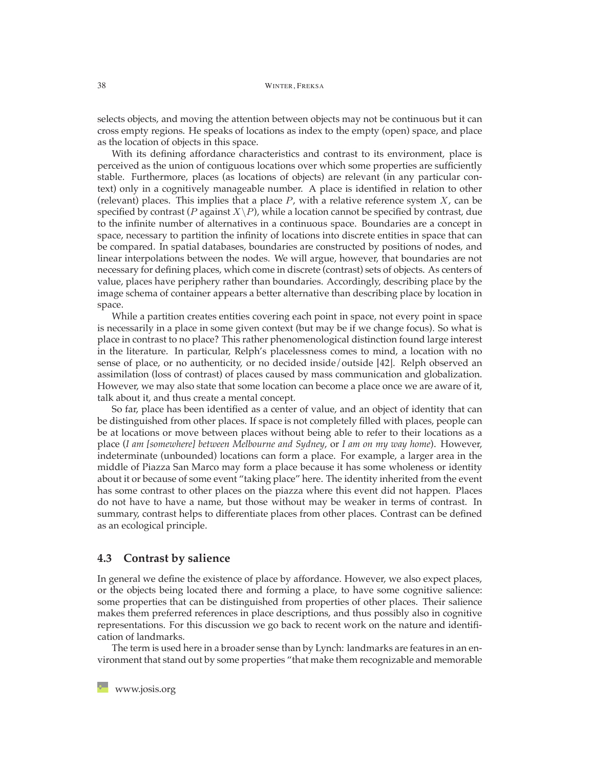selects objects, and moving the attention between objects may not be continuous but it can cross empty regions. He speaks of locations as index to the empty (open) space, and place as the location of objects in this space.

With its defining affordance characteristics and contrast to its environment, place is perceived as the union of contiguous locations over which some properties are sufficiently stable. Furthermore, places (as locations of objects) are relevant (in any particular context) only in a cognitively manageable number. A place is identified in relation to other (relevant) places. This implies that a place $P$, with a relative reference system $X$, can be specified by contrast ($P$ against $X \backslash P$), while a location cannot be specified by contrast, due to the infinite number of alternatives in a continuous space. Boundaries are a concept in space, necessary to partition the infinity of locations into discrete entities in space that can be compared. In spatial databases, boundaries are constructed by positions of nodes, and linear interpolations between the nodes. We will argue, however, that boundaries are not necessary for defining places, which come in discrete (contrast) sets of objects. As centers of value, places have periphery rather than boundaries. Accordingly, describing place by the image schema of container appears a better alternative than describing place by location in space.

While a partition creates entities covering each point in space, not every point in space is necessarily in a place in some given context (but may be if we change focus). So what is place in contrast to no place? This rather phenomenological distinction found large interest in the literature. In particular, Relph's placelessness comes to mind, a location with no sense of place, or no authenticity, or no decided inside/outside [42]. Relph observed an assimilation (loss of contrast) of places caused by mass communication and globalization. However, we may also state that some location can become a place once we are aware of it, talk about it, and thus create a mental concept.

So far, place has been identified as a center of value, and an object of identity that can be distinguished from other places. If space is not completely filled with places, people can be at locations or move between places without being able to refer to their locations as a place (*I am [somewhere] between Melbourne and Sydney*, or *I am on my way home*). However, indeterminate (unbounded) locations can form a place. For example, a larger area in the middle of Piazza San Marco may form a place because it has some wholeness or identity about it or because of some event "taking place" here. The identity inherited from the event has some contrast to other places on the piazza where this event did not happen. Places do not have to have a name, but those without may be weaker in terms of contrast. In summary, contrast helps to differentiate places from other places. Contrast can be defined as an ecological principle.

### 4.3 Contrast by salience

In general we define the existence of place by affordance. However, we also expect places, or the objects being located there and forming a place, to have some cognitive salience: some properties that can be distinguished from properties of other places. Their salience makes them preferred references in place descriptions, and thus possibly also in cognitive representations. For this discussion we go back to recent work on the nature and identification of landmarks.

The term is used here in a broader sense than by Lynch: landmarks are features in an environment that stand out by some properties "that make them recognizable and memorable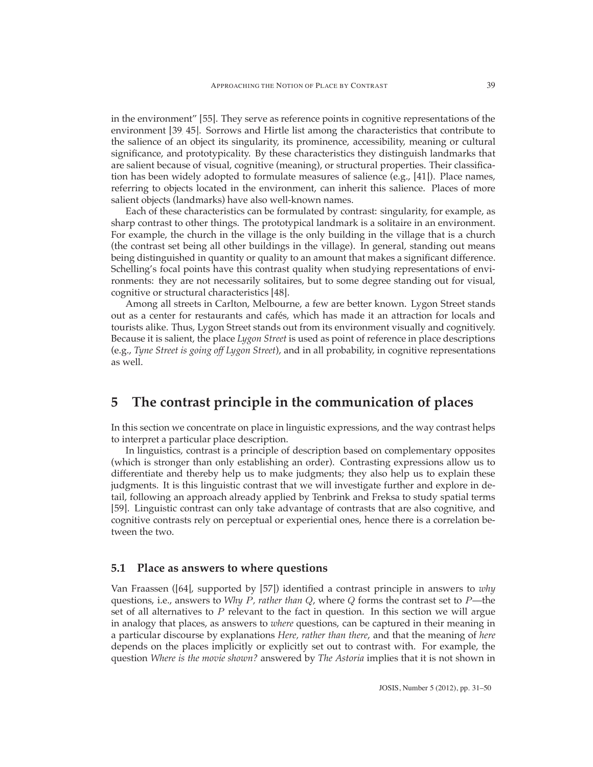in the environment" [55]. They serve as reference points in cognitive representations of the environment [39, 45]. Sorrows and Hirtle list among the characteristics that contribute to the salience of an object its singularity, its prominence, accessibility, meaning or cultural significance, and prototypicality. By these characteristics they distinguish landmarks that are salient because of visual, cognitive (meaning), or structural properties. Their classification has been widely adopted to formulate measures of salience (e.g., [41]). Place names, referring to objects located in the environment, can inherit this salience. Places of more salient objects (landmarks) have also well-known names.

Each of these characteristics can be formulated by contrast: singularity, for example, as sharp contrast to other things. The prototypical landmark is a solitaire in an environment. For example, the church in the village is the only building in the village that is a church (the contrast set being all other buildings in the village). In general, standing out means being distinguished in quantity or quality to an amount that makes a significant difference. Schelling's focal points have this contrast quality when studying representations of environments: they are not necessarily solitaires, but to some degree standing out for visual, cognitive or structural characteristics [48].

Among all streets in Carlton, Melbourne, a few are better known. Lygon Street stands out as a center for restaurants and cafés, which has made it an attraction for locals and tourists alike. Thus, Lygon Street stands out from its environment visually and cognitively. Because it is salient, the place *Lygon Street* is used as point of reference in place descriptions (e.g., *Tyne Street is going off Lygon Street*), and in all probability, in cognitive representations as well.

## 5 The contrast principle in the communication of places

In this section we concentrate on place in linguistic expressions, and the way contrast helps to interpret a particular place description.

In linguistics, contrast is a principle of description based on complementary opposites (which is stronger than only establishing an order). Contrasting expressions allow us to differentiate and thereby help us to make judgments; they also help us to explain these judgments. It is this linguistic contrast that we will investigate further and explore in detail, following an approach already applied by Tenbrink and Freksa to study spatial terms [59]. Linguistic contrast can only take advantage of contrasts that are also cognitive, and cognitive contrasts rely on perceptual or experiential ones, hence there is a correlation between the two.

### 5.1 Place as answers to where questions

Van Fraassen ([64], supported by [57]) identified a contrast principle in answers to *why* questions, i.e., answers to *Why $P$, rather than $Q$*, where $Q$ forms the contrast set to $P$—the set of all alternatives to $P$ relevant to the fact in question. In this section we will argue in analogy that places, as answers to *where* questions, can be captured in their meaning in a particular discourse by explanations *Here, rather than there*, and that the meaning of *here* depends on the places implicitly or explicitly set out to contrast with. For example, the question *Where is the movie shown?* answered by *The Astoria* implies that it is not shown in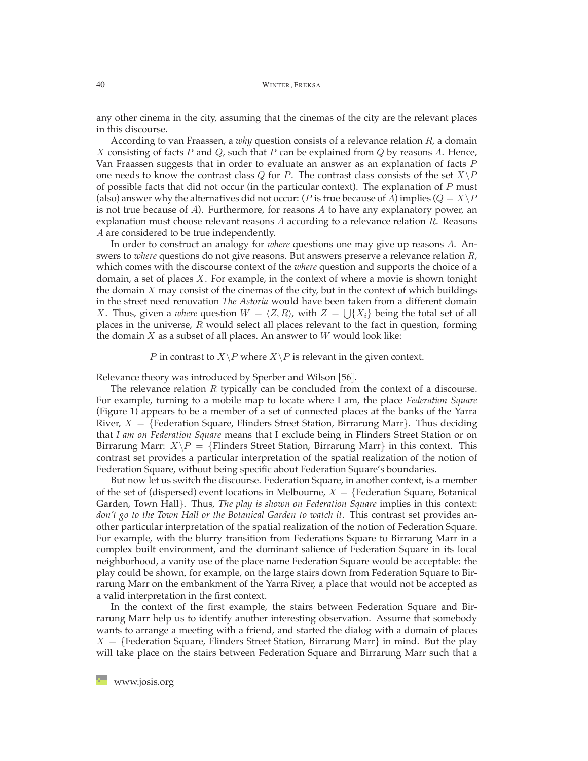any other cinema in the city, assuming that the cinemas of the city are the relevant places in this discourse.

According to van Fraassen, a *why* question consists of a relevance relation $R$, a domain $X$ consisting of facts $P$ and $Q$, such that $P$ can be explained from $Q$ by reasons $A$. Hence, Van Fraassen suggests that in order to evaluate an answer as an explanation of facts $P$ one needs to know the contrast class $Q$ for $P$. The contrast class consists of the set $X \backslash P$ of possible facts that did not occur (in the particular context). The explanation of $P$ must (also) answer why the alternatives did not occur: ($P$ is true because of $A$) implies ($Q = X \backslash P$ is not true because of $A$). Furthermore, for reasons $A$ to have any explanatory power, an explanation must choose relevant reasons $A$ according to a relevance relation $R$. Reasons $A$ are considered to be true independently.

In order to construct an analogy for *where* questions one may give up reasons $A$. Answers to *where* questions do not give reasons. But answers preserve a relevance relation $R$, which comes with the discourse context of the *where* question and supports the choice of a domain, a set of places $X$. For example, in the context of where a movie is shown tonight the domain $X$ may consist of the cinemas of the city, but in the context of which buildings in the street need renovation *The Astoria* would have been taken from a different domain $X$. Thus, given a *where* question $W = \langle Z, R \rangle$, with $Z = \bigcup\{X_i\}$ being the total set of all places in the universe, $R$ would select all places relevant to the fact in question, forming the domain $X$ as a subset of all places. An answer to $W$ would look like:

$P$ in contrast to $X \backslash P$ where $X \backslash P$ is relevant in the given context.

Relevance theory was introduced by Sperber and Wilson [56].

The relevance relation $R$ typically can be concluded from the context of a discourse. For example, turning to a mobile map to locate where I am, the place *Federation Square* (Figure 1) appears to be a member of a set of connected places at the banks of the Yarra River, $X$ = {Federation Square, Flinders Street Station, Birrarung Marr}. Thus deciding that *I am on Federation Square* means that I exclude being in Flinders Street Station or on Birrarung Marr: $X \backslash P$ = {Flinders Street Station, Birrarung Marr} in this context. This contrast set provides a particular interpretation of the spatial realization of the notion of Federation Square, without being specific about Federation Square's boundaries.

But now let us switch the discourse. Federation Square, in another context, is a member of the set of (dispersed) event locations in Melbourne, $X$ = {Federation Square, Botanical Garden, Town Hall}. Thus, *The play is shown on Federation Square* implies in this context: *don't go to the Town Hall or the Botanical Garden to watch it*. This contrast set provides another particular interpretation of the spatial realization of the notion of Federation Square. For example, with the blurry transition from Federations Square to Birrarung Marr in a complex built environment, and the dominant salience of Federation Square in its local neighborhood, a vanity use of the place name Federation Square would be acceptable: the play could be shown, for example, on the large stairs down from Federation Square to Birrarung Marr on the embankment of the Yarra River, a place that would not be accepted as a valid interpretation in the first context.

In the context of the first example, the stairs between Federation Square and Birrarung Marr help us to identify another interesting observation. Assume that somebody wants to arrange a meeting with a friend, and started the dialog with a domain of places $X$ = {Federation Square, Flinders Street Station, Birrarung Marr} in mind. But the play will take place on the stairs between Federation Square and Birrarung Marr such that a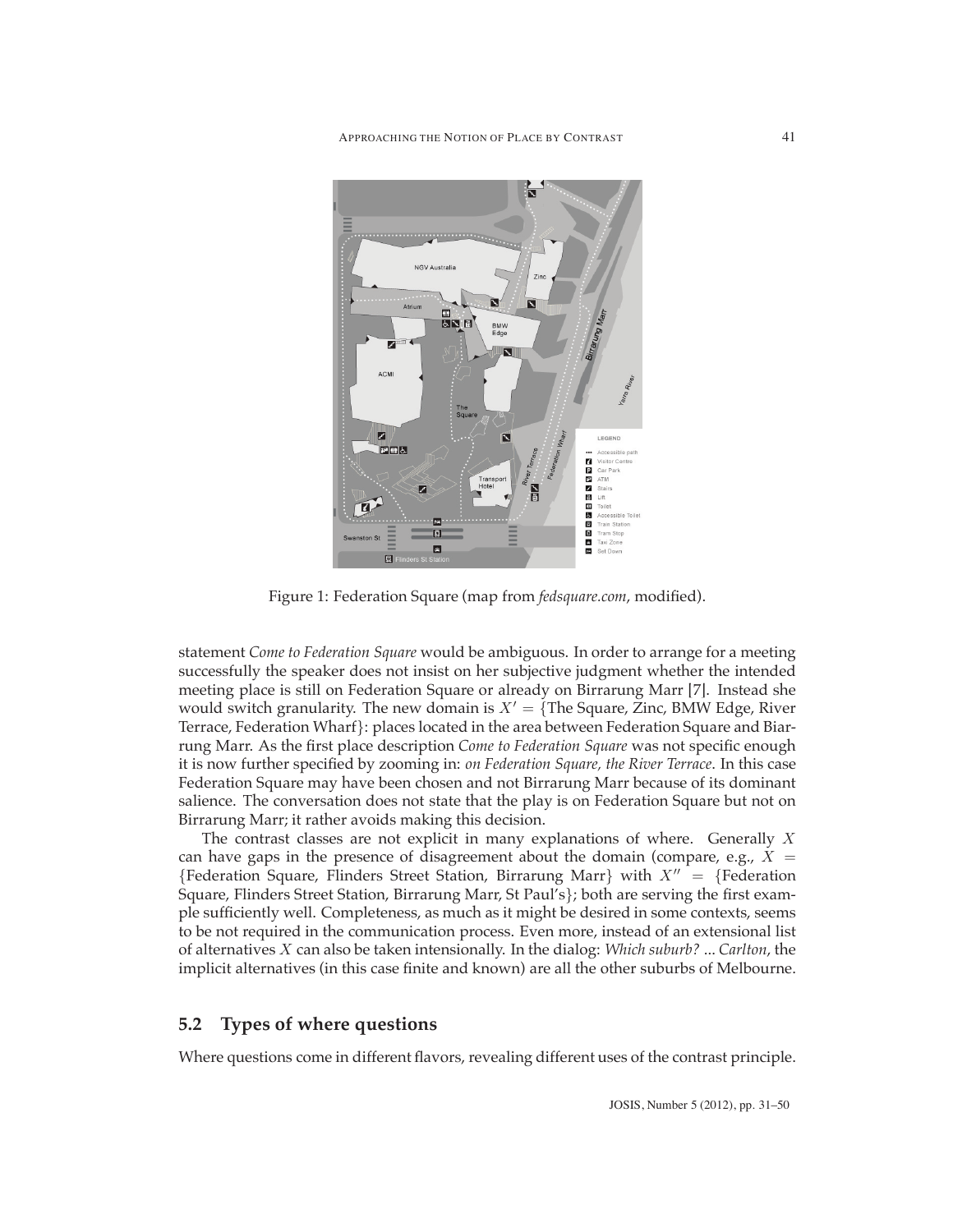Figure 1: Federation Square (map from *fedsquare.com*, modified).

statement *Come to Federation Square* would be ambiguous. In order to arrange for a meeting successfully the speaker does not insist on her subjective judgment whether the intended meeting place is still on Federation Square or already on Birrarung Marr [7]. Instead she would switch granularity. The new domain is $X' = \{$The Square, Zinc, BMW Edge, River Terrace, Federation Wharf$\}$: places located in the area between Federation Square and Biarrung Marr. As the first place description *Come to Federation Square* was not specific enough it is now further specified by zooming in: *on Federation Square, the River Terrace*. In this case Federation Square may have been chosen and not Birrarung Marr because of its dominant salience. The conversation does not state that the play is on Federation Square but not on Birrarung Marr; it rather avoids making this decision.

The contrast classes are not explicit in many explanations of where. Generally $X$ can have gaps in the presence of disagreement about the domain (compare, e.g., $X = \{$Federation Square, Flinders Street Station, Birrarung Marr$\}$ with $X'' = \{$Federation Square, Flinders Street Station, Birrarung Marr, St Paul's$\}$; both are serving the first example sufficiently well. Completeness, as much as it might be desired in some contexts, seems to be not required in the communication process. Even more, instead of an extensional list of alternatives $X$ can also be taken intensionally. In the dialog: *Which suburb? ... Carlton*, the implicit alternatives (in this case finite and known) are all the other suburbs of Melbourne.

## 5.2 Types of where questions

Where questions come in different flavors, revealing different uses of the contrast principle.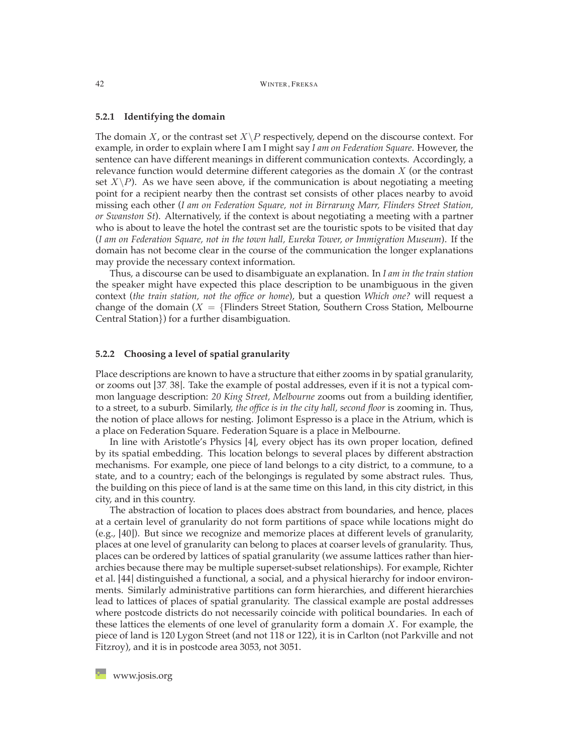### 5.2.1 Identifying the domain

The domain $X$, or the contrast set $X \backslash P$ respectively, depend on the discourse context. For example, in order to explain where I am I might say *I am on Federation Square*. However, the sentence can have different meanings in different communication contexts. Accordingly, a relevance function would determine different categories as the domain $X$ (or the contrast set $X \backslash P$). As we have seen above, if the communication is about negotiating a meeting point for a recipient nearby then the contrast set consists of other places nearby to avoid missing each other (*I am on Federation Square, not in Birrarung Marr, Flinders Street Station, or Swanston St*). Alternatively, if the context is about negotiating a meeting with a partner who is about to leave the hotel the contrast set are the touristic spots to be visited that day (*I am on Federation Square, not in the town hall, Eureka Tower, or Immigration Museum*). If the domain has not become clear in the course of the communication the longer explanations may provide the necessary context information.

Thus, a discourse can be used to disambiguate an explanation. In *I am in the train station* the speaker might have expected this place description to be unambiguous in the given context (*the train station, not the office or home*), but a question *Which one?* will request a change of the domain ($X = \{$Flinders Street Station, Southern Cross Station, Melbourne Central Station$\}$) for a further disambiguation.

### 5.2.2 Choosing a level of spatial granularity

Place descriptions are known to have a structure that either zooms in by spatial granularity, or zooms out [37, 38]. Take the example of postal addresses, even if it is not a typical common language description: *20 King Street, Melbourne* zooms out from a building identifier, to a street, to a suburb. Similarly, *the office is in the city hall, second floor* is zooming in. Thus, the notion of place allows for nesting. Jolimont Espresso is a place in the Atrium, which is a place on Federation Square. Federation Square is a place in Melbourne.

In line with Aristotle's Physics [4], every object has its own proper location, defined by its spatial embedding. This location belongs to several places by different abstraction mechanisms. For example, one piece of land belongs to a city district, to a commune, to a state, and to a country; each of the belongings is regulated by some abstract rules. Thus, the building on this piece of land is at the same time on this land, in this city district, in this city, and in this country.

The abstraction of location to places does abstract from boundaries, and hence, places at a certain level of granularity do not form partitions of space while locations might do (e.g., [40]). But since we recognize and memorize places at different levels of granularity, places at one level of granularity can belong to places at coarser levels of granularity. Thus, places can be ordered by lattices of spatial granularity (we assume lattices rather than hierarchies because there may be multiple superset-subset relationships). For example, Richter et al. [44] distinguished a functional, a social, and a physical hierarchy for indoor environments. Similarly administrative partitions can form hierarchies, and different hierarchies lead to lattices of places of spatial granularity. The classical example are postal addresses where postcode districts do not necessarily coincide with political boundaries. In each of these lattices the elements of one level of granularity form a domain $X$. For example, the piece of land is 120 Lygon Street (and not 118 or 122), it is in Carlton (not Parkville and not Fitzroy), and it is in postcode area 3053, not 3051.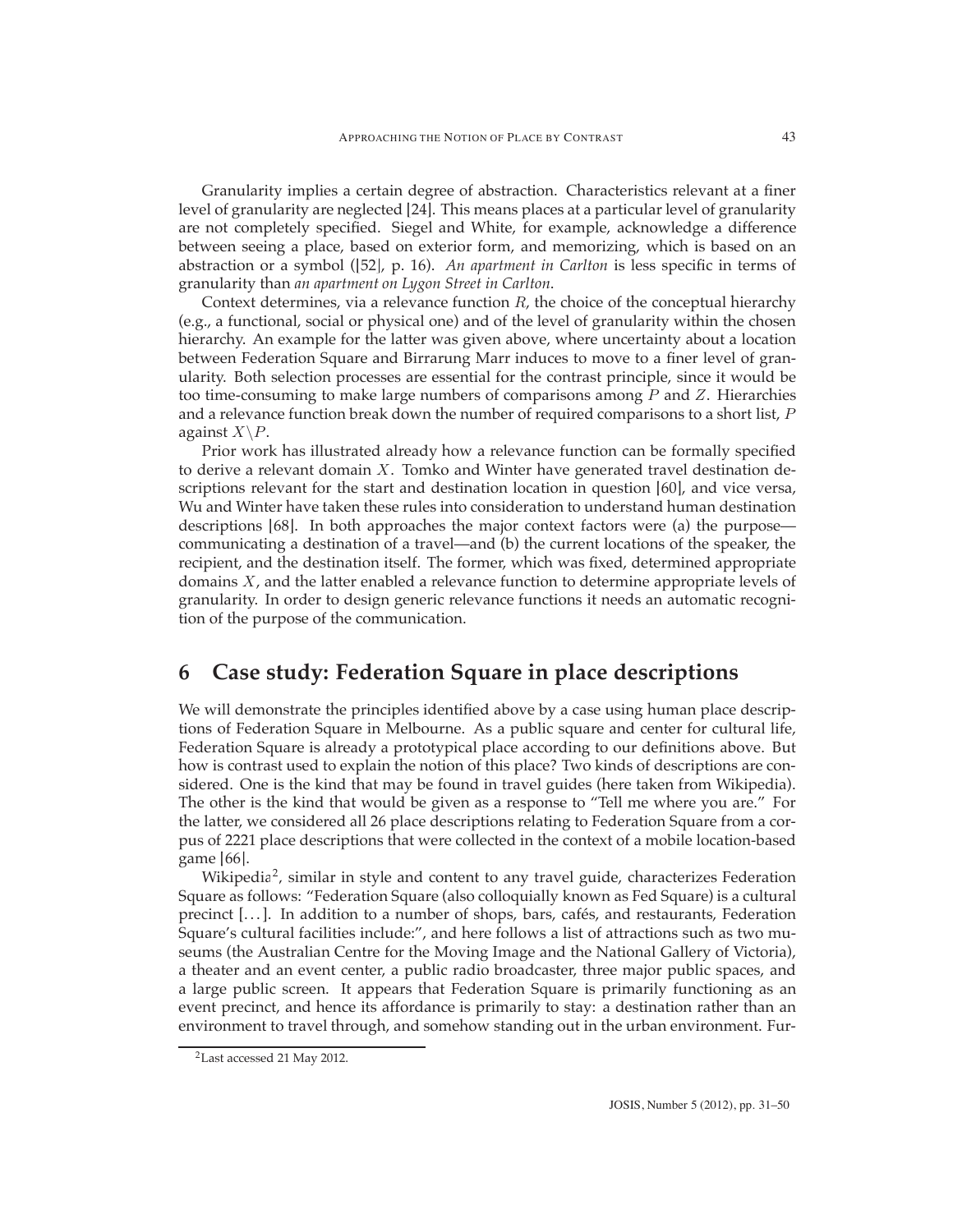Granularity implies a certain degree of abstraction. Characteristics relevant at a finer level of granularity are neglected [24]. This means places at a particular level of granularity are not completely specified. Siegel and White, for example, acknowledge a difference between seeing a place, based on exterior form, and memorizing, which is based on an abstraction or a symbol ([52], p. 16). *An apartment in Carlton* is less specific in terms of granularity than *an apartment on Lygon Street in Carlton*.

Context determines, via a relevance function $R$, the choice of the conceptual hierarchy (e.g., a functional, social or physical one) and of the level of granularity within the chosen hierarchy. An example for the latter was given above, where uncertainty about a location between Federation Square and Birrarung Marr induces to move to a finer level of granularity. Both selection processes are essential for the contrast principle, since it would be too time-consuming to make large numbers of comparisons among $P$ and $Z$. Hierarchies and a relevance function break down the number of required comparisons to a short list, $P$ against $X \backslash P$.

Prior work has illustrated already how a relevance function can be formally specified to derive a relevant domain $X$. Tomko and Winter have generated travel destination descriptions relevant for the start and destination location in question [60], and vice versa, Wu and Winter have taken these rules into consideration to understand human destination descriptions [68]. In both approaches the major context factors were (a) the purpose—communicating a destination of a travel—and (b) the current locations of the speaker, the recipient, and the destination itself. The former, which was fixed, determined appropriate domains $X$, and the latter enabled a relevance function to determine appropriate levels of granularity. In order to design generic relevance functions it needs an automatic recognition of the purpose of the communication.

## 6 Case study: Federation Square in place descriptions

We will demonstrate the principles identified above by a case using human place descriptions of Federation Square in Melbourne. As a public square and center for cultural life, Federation Square is already a prototypical place according to our definitions above. But how is contrast used to explain the notion of this place? Two kinds of descriptions are considered. One is the kind that may be found in travel guides (here taken from Wikipedia). The other is the kind that would be given as a response to "Tell me where you are." For the latter, we considered all 26 place descriptions relating to Federation Square from a corpus of 2221 place descriptions that were collected in the context of a mobile location-based game [66].

Wikipedia[2], similar in style and content to any travel guide, characterizes Federation Square as follows: "Federation Square (also colloquially known as Fed Square) is a cultural precinct [. . . ]. In addition to a number of shops, bars, cafés, and restaurants, Federation Square's cultural facilities include:", and here follows a list of attractions such as two museums (the Australian Centre for the Moving Image and the National Gallery of Victoria), a theater and an event center, a public radio broadcaster, three major public spaces, and a large public screen. It appears that Federation Square is primarily functioning as an event precinct, and hence its affordance is primarily to stay: a destination rather than an environment to travel through, and somehow standing out in the urban environment. Fur-

[2] Last accessed 21 May 2012.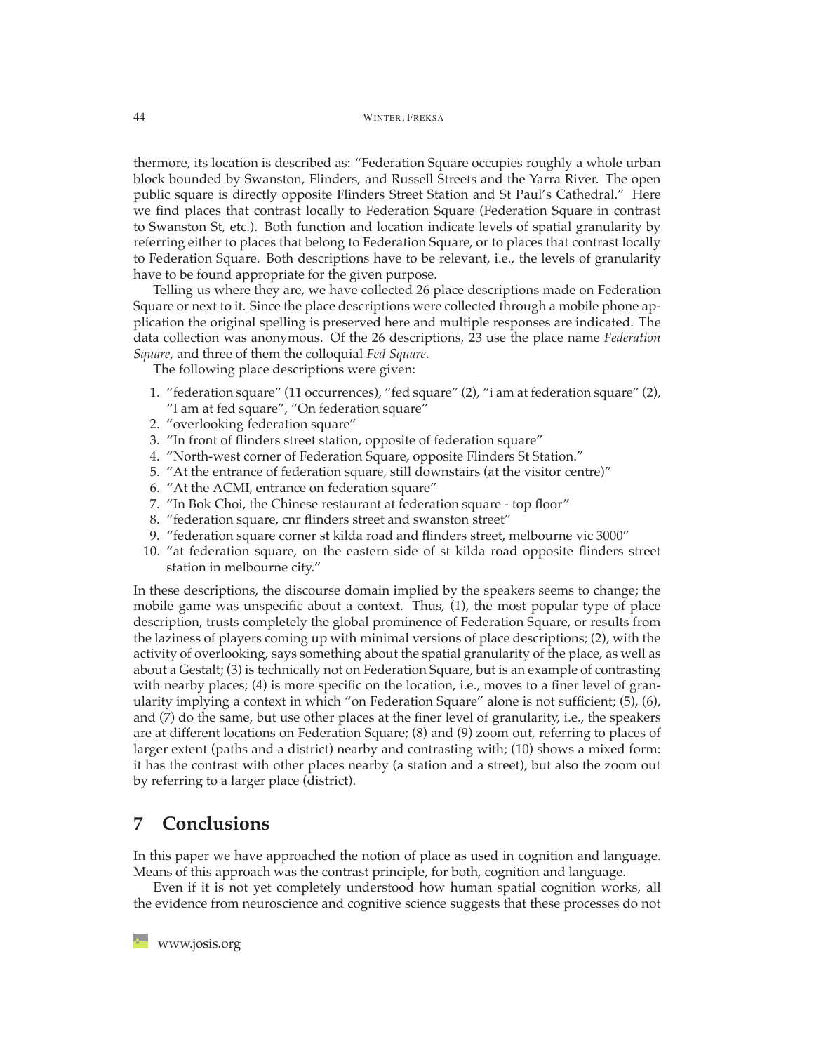thermore, its location is described as: "Federation Square occupies roughly a whole urban block bounded by Swanston, Flinders, and Russell Streets and the Yarra River. The open public square is directly opposite Flinders Street Station and St Paul's Cathedral." Here we find places that contrast locally to Federation Square (Federation Square in contrast to Swanston St, etc.). Both function and location indicate levels of spatial granularity by referring either to places that belong to Federation Square, or to places that contrast locally to Federation Square. Both descriptions have to be relevant, i.e., the levels of granularity have to be found appropriate for the given purpose.

Telling us where they are, we have collected 26 place descriptions made on Federation Square or next to it. Since the place descriptions were collected through a mobile phone application the original spelling is preserved here and multiple responses are indicated. The data collection was anonymous. Of the 26 descriptions, 23 use the place name *Federation Square*, and three of them the colloquial *Fed Square*.

The following place descriptions were given:

1. "federation square" (11 occurrences), "fed square" (2), "i am at federation square" (2), "I am at fed square", "On federation square"
2. "overlooking federation square"
3. "In front of flinders street station, opposite of federation square"
4. "North-west corner of Federation Square, opposite Flinders St Station."
5. "At the entrance of federation square, still downstairs (at the visitor centre)"
6. "At the ACMI, entrance on federation square"
7. "In Bok Choi, the Chinese restaurant at federation square - top floor"
8. "federation square, cnr flinders street and swanston street"
9. "federation square corner st kilda road and flinders street, melbourne vic 3000"
10. "at federation square, on the eastern side of st kilda road opposite flinders street station in melbourne city."

In these descriptions, the discourse domain implied by the speakers seems to change; the mobile game was unspecific about a context. Thus, (1), the most popular type of place description, trusts completely the global prominence of Federation Square, or results from the laziness of players coming up with minimal versions of place descriptions; (2), with the activity of overlooking, says something about the spatial granularity of the place, as well as about a Gestalt; (3) is technically not on Federation Square, but is an example of contrasting with nearby places; (4) is more specific on the location, i.e., moves to a finer level of granularity implying a context in which "on Federation Square" alone is not sufficient; (5), (6), and (7) do the same, but use other places at the finer level of granularity, i.e., the speakers are at different locations on Federation Square; (8) and (9) zoom out, referring to places of larger extent (paths and a district) nearby and contrasting with; (10) shows a mixed form: it has the contrast with other places nearby (a station and a street), but also the zoom out by referring to a larger place (district).

## 7 Conclusions

In this paper we have approached the notion of place as used in cognition and language. Means of this approach was the contrast principle, for both, cognition and language.

Even if it is not yet completely understood how human spatial cognition works, all the evidence from neuroscience and cognitive science suggests that these processes do not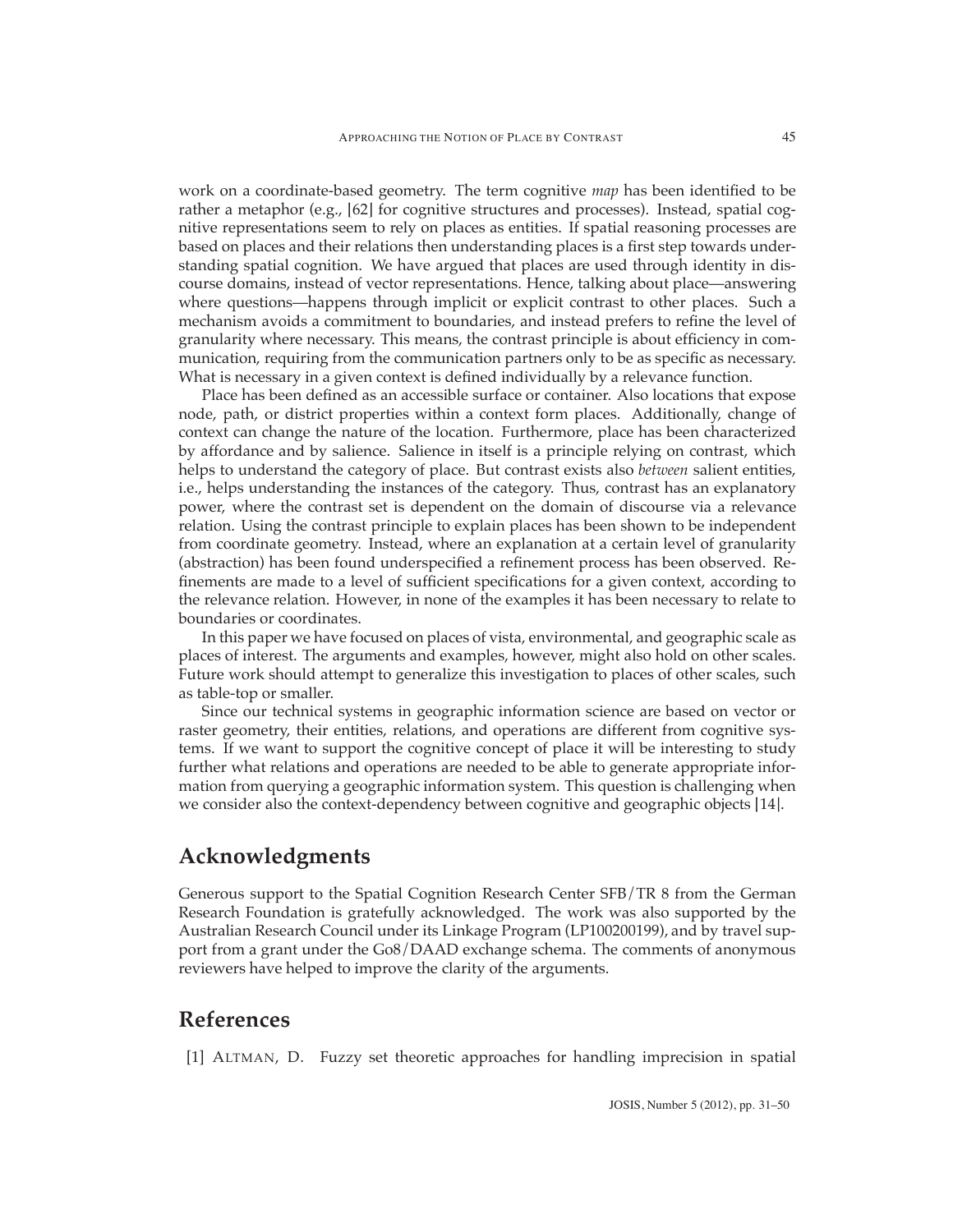work on a coordinate-based geometry. The term cognitive *map* has been identified to be rather a metaphor (e.g., [62] for cognitive structures and processes). Instead, spatial cognitive representations seem to rely on places as entities. If spatial reasoning processes are based on places and their relations then understanding places is a first step towards understanding spatial cognition. We have argued that places are used through identity in discourse domains, instead of vector representations. Hence, talking about place—answering where questions—happens through implicit or explicit contrast to other places. Such a mechanism avoids a commitment to boundaries, and instead prefers to refine the level of granularity where necessary. This means, the contrast principle is about efficiency in communication, requiring from the communication partners only to be as specific as necessary. What is necessary in a given context is defined individually by a relevance function.

Place has been defined as an accessible surface or container. Also locations that expose node, path, or district properties within a context form places. Additionally, change of context can change the nature of the location. Furthermore, place has been characterized by affordance and by salience. Salience in itself is a principle relying on contrast, which helps to understand the category of place. But contrast exists also *between* salient entities, i.e., helps understanding the instances of the category. Thus, contrast has an explanatory power, where the contrast set is dependent on the domain of discourse via a relevance relation. Using the contrast principle to explain places has been shown to be independent from coordinate geometry. Instead, where an explanation at a certain level of granularity (abstraction) has been found underspecified a refinement process has been observed. Refinements are made to a level of sufficient specifications for a given context, according to the relevance relation. However, in none of the examples it has been necessary to relate to boundaries or coordinates.

In this paper we have focused on places of vista, environmental, and geographic scale as places of interest. The arguments and examples, however, might also hold on other scales. Future work should attempt to generalize this investigation to places of other scales, such as table-top or smaller.

Since our technical systems in geographic information science are based on vector or raster geometry, their entities, relations, and operations are different from cognitive systems. If we want to support the cognitive concept of place it will be interesting to study further what relations and operations are needed to be able to generate appropriate information from querying a geographic information system. This question is challenging when we consider also the context-dependency between cognitive and geographic objects [14].

## Acknowledgments

Generous support to the Spatial Cognition Research Center SFB/TR 8 from the German Research Foundation is gratefully acknowledged. The work was also supported by the Australian Research Council under its Linkage Program (LP100200199), and by travel support from a grant under the Go8/DAAD exchange schema. The comments of anonymous reviewers have helped to improve the clarity of the arguments.

## References

[1] ALTMAN, D. Fuzzy set theoretic approaches for handling imprecision in spatial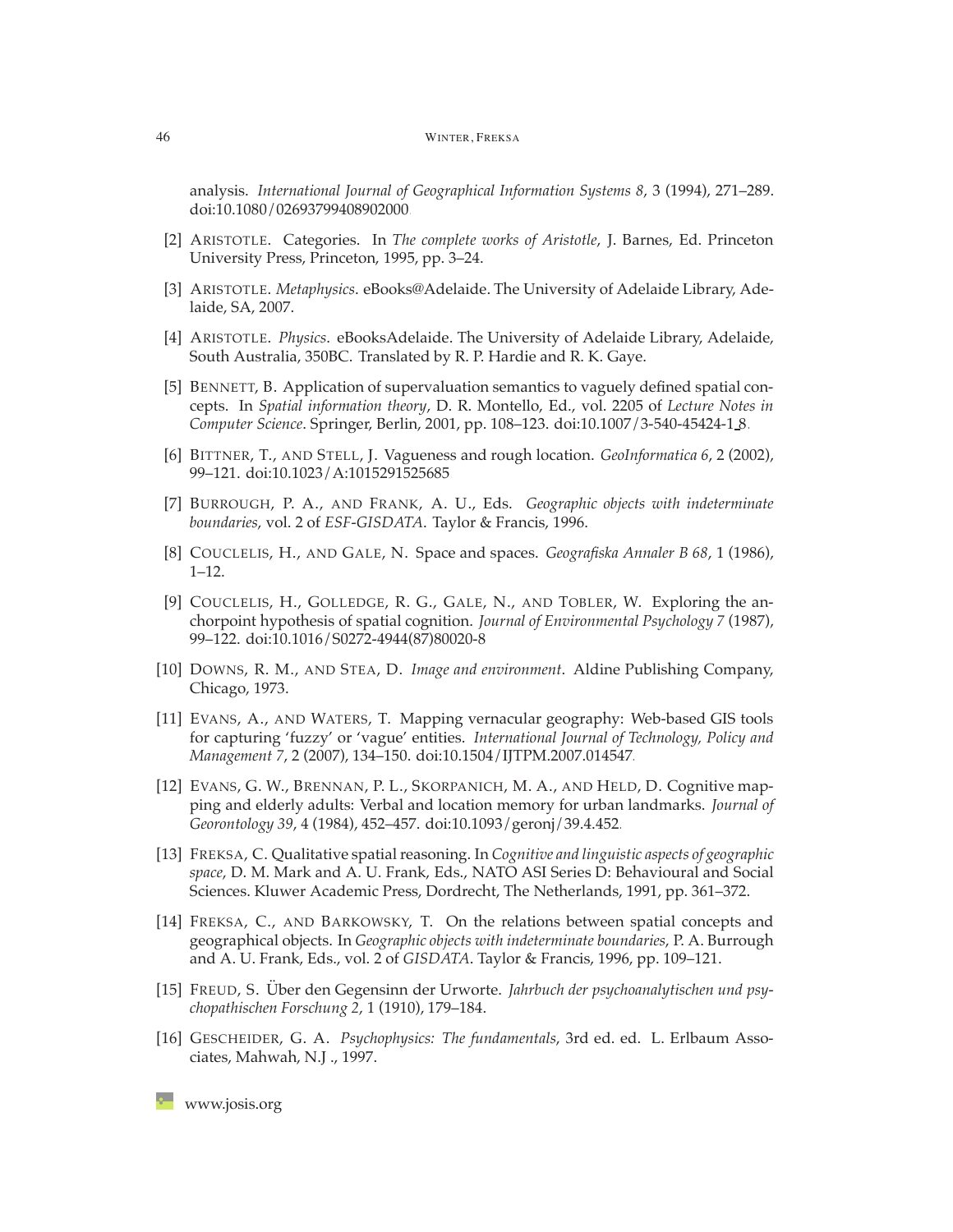analysis. *International Journal of Geographical Information Systems 8*, 3 (1994), 271–289. doi:10.1080/02693799408902000.

[2] Aristotle. Categories. In *The complete works of Aristotle*, J. Barnes, Ed. Princeton University Press, Princeton, 1995, pp. 3–24.

[3] Aristotle. *Metaphysics*. eBooks@Adelaide. The University of Adelaide Library, Adelaide, SA, 2007.

[4] Aristotle. *Physics*. eBooksAdelaide. The University of Adelaide Library, Adelaide, South Australia, 350BC. Translated by R. P. Hardie and R. K. Gaye.

[5] Bennett, B. Application of supervaluation semantics to vaguely defined spatial concepts. In *Spatial information theory*, D. R. Montello, Ed., vol. 2205 of *Lecture Notes in Computer Science*. Springer, Berlin, 2001, pp. 108–123. doi:10.1007/3-540-45424-1_8.

[6] Bittner, T., and Stell, J. Vagueness and rough location. *GeoInformatica 6*, 2 (2002), 99–121. doi:10.1023/A:1015291525685

[7] Burrough, P. A., and Frank, A. U., Eds. *Geographic objects with indeterminate boundaries*, vol. 2 of *ESF-GISDATA*. Taylor & Francis, 1996.

[8] Couclelis, H., and Gale, N. Space and spaces. *Geografiska Annaler B 68*, 1 (1986), 1–12.

[9] Couclelis, H., Golledge, R. G., Gale, N., and Tobler, W. Exploring the anchorpoint hypothesis of spatial cognition. *Journal of Environmental Psychology 7* (1987), 99–122. doi:10.1016/S0272-4944(87)80020-8

[10] Downs, R. M., and Stea, D. *Image and environment*. Aldine Publishing Company, Chicago, 1973.

[11] Evans, A., and Waters, T. Mapping vernacular geography: Web-based GIS tools for capturing 'fuzzy' or 'vague' entities. *International Journal of Technology, Policy and Management 7*, 2 (2007), 134–150. doi:10.1504/IJTPM.2007.014547.

[12] Evans, G. W., Brennan, P. L., Skorpanich, M. A., and Held, D. Cognitive mapping and elderly adults: Verbal and location memory for urban landmarks. *Journal of Georontology 39*, 4 (1984), 452–457. doi:10.1093/geronj/39.4.452.

[13] Freksa, C. Qualitative spatial reasoning. In *Cognitive and linguistic aspects of geographic space*, D. M. Mark and A. U. Frank, Eds., NATO ASI Series D: Behavioural and Social Sciences. Kluwer Academic Press, Dordrecht, The Netherlands, 1991, pp. 361–372.

[14] Freksa, C., and Barkowsky, T. On the relations between spatial concepts and geographical objects. In *Geographic objects with indeterminate boundaries*, P. A. Burrough and A. U. Frank, Eds., vol. 2 of *GISDATA*. Taylor & Francis, 1996, pp. 109–121.

[15] Freud, S. Über den Gegensinn der Urworte. *Jahrbuch der psychoanalytischen und psychopathischen Forschung 2*, 1 (1910), 179–184.

[16] Gescheider, G. A. *Psychophysics: The fundamentals*, 3rd ed. ed. L. Erlbaum Associates, Mahwah, N.J ., 1997.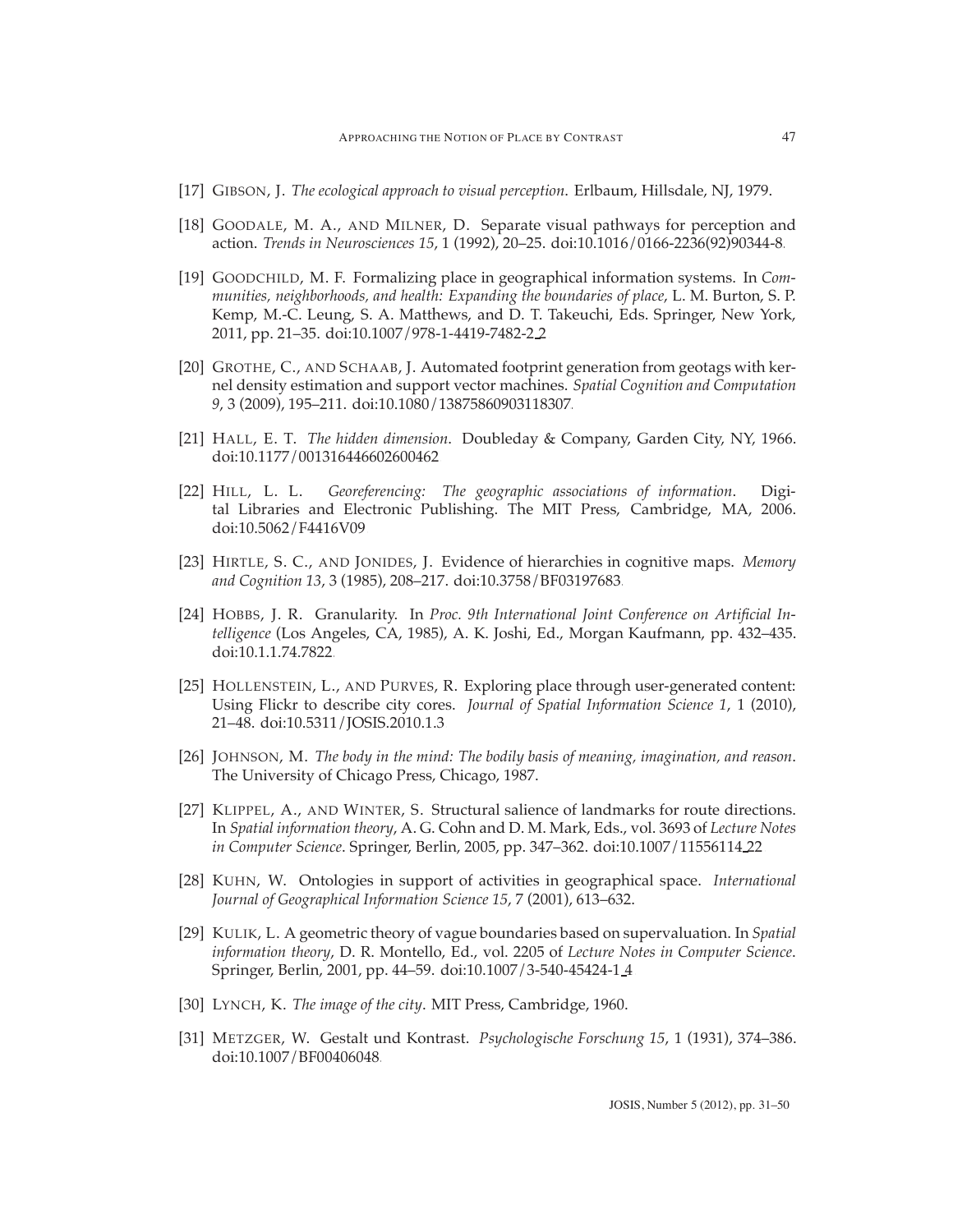[17] GIBSON, J. *The ecological approach to visual perception*. Erlbaum, Hillsdale, NJ, 1979.

[18] GOODALE, M. A., AND MILNER, D. Separate visual pathways for perception and action. *Trends in Neurosciences 15*, 1 (1992), 20–25. doi:10.1016/0166-2236(92)90344-8.

[19] GOODCHILD, M. F. Formalizing place in geographical information systems. In *Communities, neighborhoods, and health: Expanding the boundaries of place*, L. M. Burton, S. P. Kemp, M.-C. Leung, S. A. Matthews, and D. T. Takeuchi, Eds. Springer, New York, 2011, pp. 21–35. doi:10.1007/978-1-4419-7482-2_2

[20] GROTHE, C., AND SCHAAB, J. Automated footprint generation from geotags with kernel density estimation and support vector machines. *Spatial Cognition and Computation 9*, 3 (2009), 195–211. doi:10.1080/13875860903118307.

[21] HALL, E. T. *The hidden dimension*. Doubleday & Company, Garden City, NY, 1966. doi:10.1177/001316446602600462

[22] HILL, L. L. *Georeferencing: The geographic associations of information*. Digital Libraries and Electronic Publishing. The MIT Press, Cambridge, MA, 2006. doi:10.5062/F4416V09

[23] HIRTLE, S. C., AND JONIDES, J. Evidence of hierarchies in cognitive maps. *Memory and Cognition 13*, 3 (1985), 208–217. doi:10.3758/BF03197683.

[24] HOBBS, J. R. Granularity. In *Proc. 9th International Joint Conference on Artificial Intelligence* (Los Angeles, CA, 1985), A. K. Joshi, Ed., Morgan Kaufmann, pp. 432–435. doi:10.1.1.74.7822.

[25] HOLLENSTEIN, L., AND PURVES, R. Exploring place through user-generated content: Using Flickr to describe city cores. *Journal of Spatial Information Science 1*, 1 (2010), 21–48. doi:10.5311/JOSIS.2010.1.3

[26] JOHNSON, M. *The body in the mind: The bodily basis of meaning, imagination, and reason*. The University of Chicago Press, Chicago, 1987.

[27] KLIPPEL, A., AND WINTER, S. Structural salience of landmarks for route directions. In *Spatial information theory*, A. G. Cohn and D. M. Mark, Eds., vol. 3693 of *Lecture Notes in Computer Science*. Springer, Berlin, 2005, pp. 347–362. doi:10.1007/11556114_22

[28] KUHN, W. Ontologies in support of activities in geographical space. *International Journal of Geographical Information Science 15*, 7 (2001), 613–632.

[29] KULIK, L. A geometric theory of vague boundaries based on supervaluation. In *Spatial information theory*, D. R. Montello, Ed., vol. 2205 of *Lecture Notes in Computer Science*. Springer, Berlin, 2001, pp. 44–59. doi:10.1007/3-540-45424-1_4

[30] LYNCH, K. *The image of the city*. MIT Press, Cambridge, 1960.

[31] METZGER, W. Gestalt und Kontrast. *Psychologische Forschung 15*, 1 (1931), 374–386. doi:10.1007/BF00406048.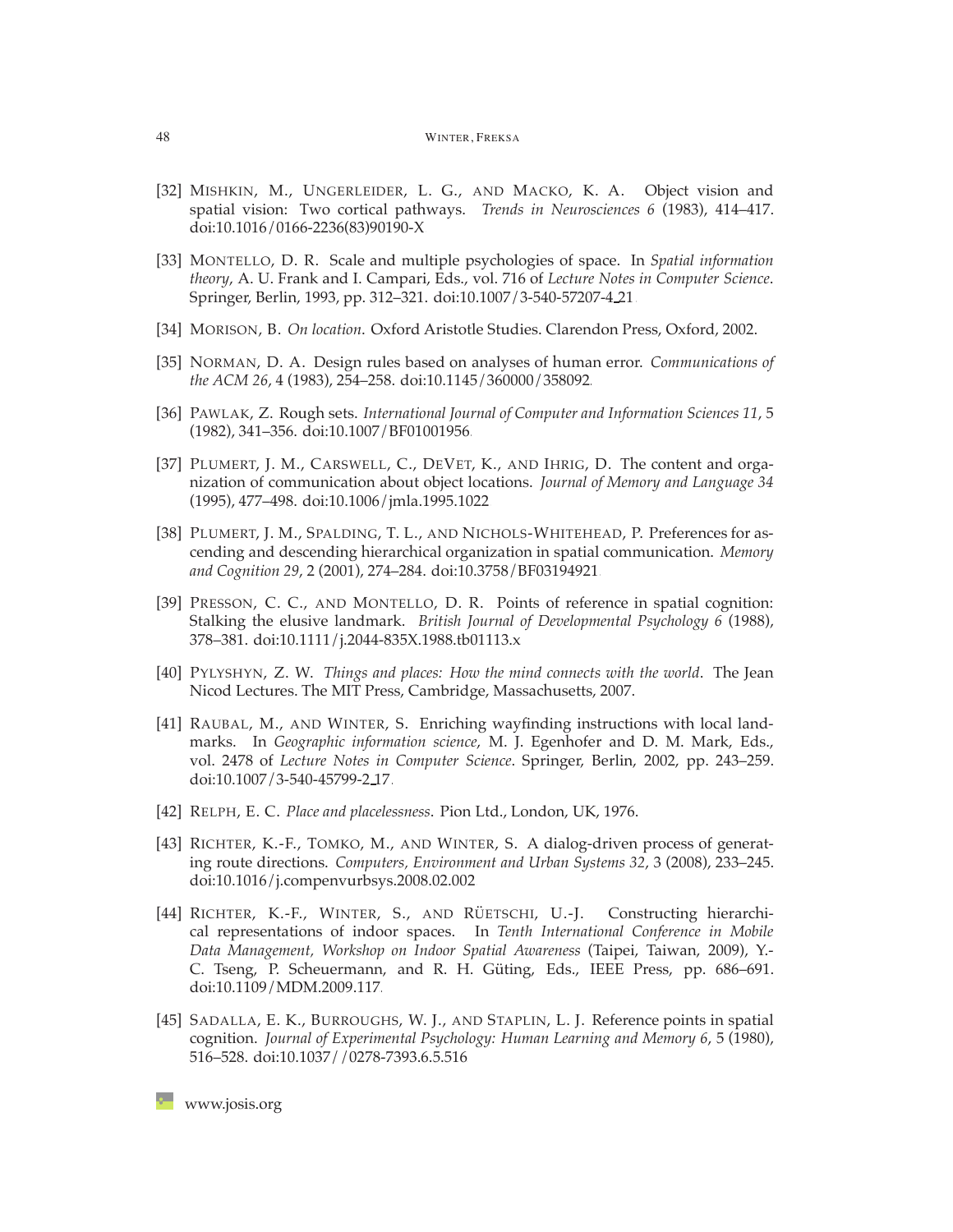[32] Mishkin, M., Ungerleider, L. G., and Macko, K. A. Object vision and spatial vision: Two cortical pathways. *Trends in Neurosciences 6* (1983), 414–417. doi:10.1016/0166-2236(83)90190-X

[33] Montello, D. R. Scale and multiple psychologies of space. In *Spatial information theory*, A. U. Frank and I. Campari, Eds., vol. 716 of *Lecture Notes in Computer Science*. Springer, Berlin, 1993, pp. 312–321. doi:10.1007/3-540-57207-4_21.

[34] Morison, B. *On location*. Oxford Aristotle Studies. Clarendon Press, Oxford, 2002.

[35] Norman, D. A. Design rules based on analyses of human error. *Communications of the ACM 26*, 4 (1983), 254–258. doi:10.1145/360000/358092.

[36] Pawlak, Z. Rough sets. *International Journal of Computer and Information Sciences 11*, 5 (1982), 341–356. doi:10.1007/BF01001956.

[37] Plumert, J. M., Carswell, C., DeVet, K., and Ihrig, D. The content and organization of communication about object locations. *Journal of Memory and Language 34* (1995), 477–498. doi:10.1006/jmla.1995.1022

[38] Plumert, J. M., Spalding, T. L., and Nichols-Whitehead, P. Preferences for ascending and descending hierarchical organization in spatial communication. *Memory and Cognition 29*, 2 (2001), 274–284. doi:10.3758/BF03194921.

[39] Presson, C. C., and Montello, D. R. Points of reference in spatial cognition: Stalking the elusive landmark. *British Journal of Developmental Psychology 6* (1988), 378–381. doi:10.1111/j.2044-835X.1988.tb01113.x

[40] Pylyshyn, Z. W. *Things and places: How the mind connects with the world*. The Jean Nicod Lectures. The MIT Press, Cambridge, Massachusetts, 2007.

[41] Raubal, M., and Winter, S. Enriching wayfinding instructions with local landmarks. In *Geographic information science*, M. J. Egenhofer and D. M. Mark, Eds., vol. 2478 of *Lecture Notes in Computer Science*. Springer, Berlin, 2002, pp. 243–259. doi:10.1007/3-540-45799-2_17.

[42] Relph, E. C. *Place and placelessness*. Pion Ltd., London, UK, 1976.

[43] Richter, K.-F., Tomko, M., and Winter, S. A dialog-driven process of generating route directions. *Computers, Environment and Urban Systems 32*, 3 (2008), 233–245. doi:10.1016/j.compenvurbsys.2008.02.002

[44] Richter, K.-F., Winter, S., and Rüetschi, U.-J. Constructing hierarchical representations of indoor spaces. In *Tenth International Conference in Mobile Data Management, Workshop on Indoor Spatial Awareness* (Taipei, Taiwan, 2009), Y.-C. Tseng, P. Scheuermann, and R. H. Güting, Eds., IEEE Press, pp. 686–691. doi:10.1109/MDM.2009.117.

[45] Sadalla, E. K., Burroughs, W. J., and Staplin, L. J. Reference points in spatial cognition. *Journal of Experimental Psychology: Human Learning and Memory 6*, 5 (1980), 516–528. doi:10.1037//0278-7393.6.5.516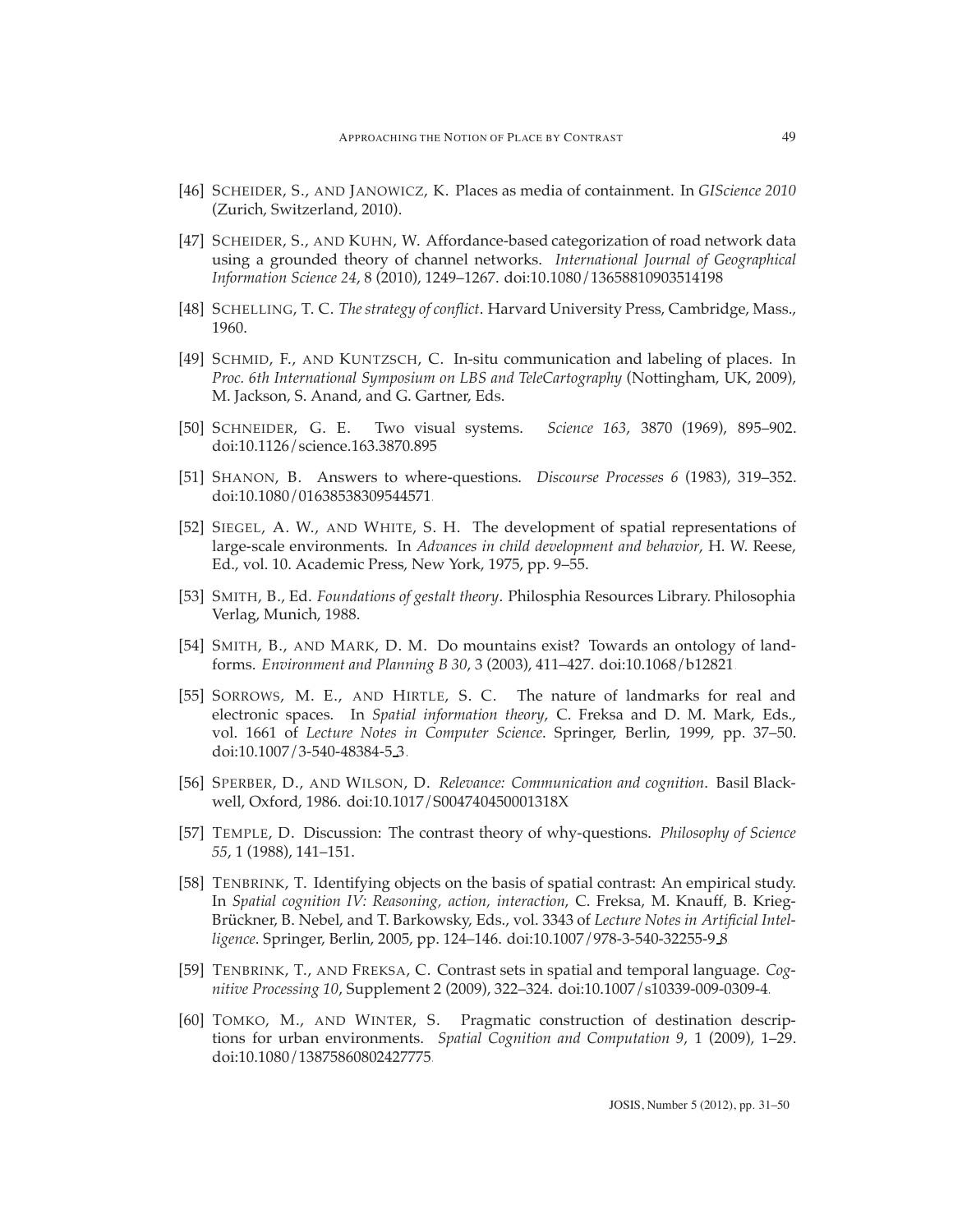[46] Scheider, S., and Janowicz, K. Places as media of containment. In *GIScience 2010* (Zurich, Switzerland, 2010).

[47] Scheider, S., and Kuhn, W. Affordance-based categorization of road network data using a grounded theory of channel networks. *International Journal of Geographical Information Science 24*, 8 (2010), 1249–1267. doi:10.1080/13658810903514198

[48] Schelling, T. C. *The strategy of conflict*. Harvard University Press, Cambridge, Mass., 1960.

[49] Schmid, F., and Kuntzsch, C. In-situ communication and labeling of places. In *Proc. 6th International Symposium on LBS and TeleCartography* (Nottingham, UK, 2009), M. Jackson, S. Anand, and G. Gartner, Eds.

[50] Schneider, G. E. Two visual systems. *Science 163*, 3870 (1969), 895–902. doi:10.1126/science.163.3870.895

[51] Shanon, B. Answers to where-questions. *Discourse Processes 6* (1983), 319–352. doi:10.1080/01638538309544571.

[52] Siegel, A. W., and White, S. H. The development of spatial representations of large-scale environments. In *Advances in child development and behavior*, H. W. Reese, Ed., vol. 10. Academic Press, New York, 1975, pp. 9–55.

[53] Smith, B., Ed. *Foundations of gestalt theory*. Philosphia Resources Library. Philosophia Verlag, Munich, 1988.

[54] Smith, B., and Mark, D. M. Do mountains exist? Towards an ontology of landforms. *Environment and Planning B 30*, 3 (2003), 411–427. doi:10.1068/b12821.

[55] Sorrows, M. E., and Hirtle, S. C. The nature of landmarks for real and electronic spaces. In *Spatial information theory*, C. Freksa and D. M. Mark, Eds., vol. 1661 of *Lecture Notes in Computer Science*. Springer, Berlin, 1999, pp. 37–50. doi:10.1007/3-540-48384-5_3.

[56] Sperber, D., and Wilson, D. *Relevance: Communication and cognition*. Basil Blackwell, Oxford, 1986. doi:10.1017/S004740450001318X

[57] Temple, D. Discussion: The contrast theory of why-questions. *Philosophy of Science 55*, 1 (1988), 141–151.

[58] Tenbrink, T. Identifying objects on the basis of spatial contrast: An empirical study. In *Spatial cognition IV: Reasoning, action, interaction*, C. Freksa, M. Knauff, B. Krieg-Brückner, B. Nebel, and T. Barkowsky, Eds., vol. 3343 of *Lecture Notes in Artificial Intelligence*. Springer, Berlin, 2005, pp. 124–146. doi:10.1007/978-3-540-32255-9_8

[59] Tenbrink, T., and Freksa, C. Contrast sets in spatial and temporal language. *Cognitive Processing 10*, Supplement 2 (2009), 322–324. doi:10.1007/s10339-009-0309-4.

[60] Tomko, M., and Winter, S. Pragmatic construction of destination descriptions for urban environments. *Spatial Cognition and Computation 9*, 1 (2009), 1–29. doi:10.1080/13875860802427775.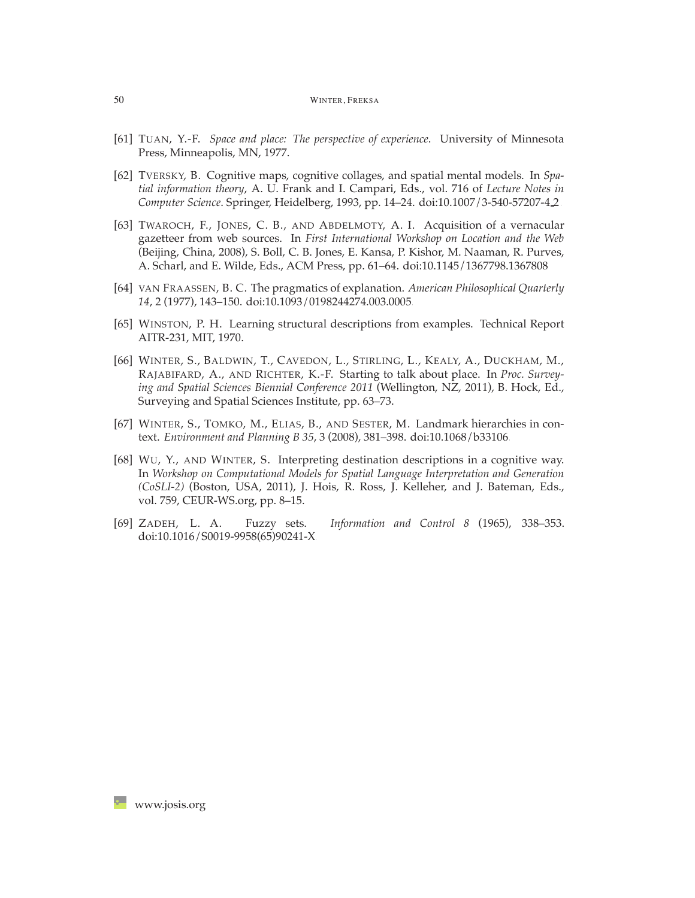[61] TUAN, Y.-F. *Space and place: The perspective of experience*. University of Minnesota Press, Minneapolis, MN, 1977.

[62] TVERSKY, B. Cognitive maps, cognitive collages, and spatial mental models. In *Spatial information theory*, A. U. Frank and I. Campari, Eds., vol. 716 of *Lecture Notes in Computer Science*. Springer, Heidelberg, 1993, pp. 14–24. doi:10.1007/3-540-57207-4_2.

[63] TWAROCH, F., JONES, C. B., AND ABDELMOTY, A. I. Acquisition of a vernacular gazetteer from web sources. In *First International Workshop on Location and the Web* (Beijing, China, 2008), S. Boll, C. B. Jones, E. Kansa, P. Kishor, M. Naaman, R. Purves, A. Scharl, and E. Wilde, Eds., ACM Press, pp. 61–64. doi:10.1145/1367798.1367808

[64] VAN FRAASSEN, B. C. The pragmatics of explanation. *American Philosophical Quarterly 14*, 2 (1977), 143–150. doi:10.1093/0198244274.003.0005.

[65] WINSTON, P. H. Learning structural descriptions from examples. Technical Report AITR-231, MIT, 1970.

[66] WINTER, S., BALDWIN, T., CAVEDON, L., STIRLING, L., KEALY, A., DUCKHAM, M., RAJABIFARD, A., AND RICHTER, K.-F. Starting to talk about place. In *Proc. Surveying and Spatial Sciences Biennial Conference 2011* (Wellington, NZ, 2011), B. Hock, Ed., Surveying and Spatial Sciences Institute, pp. 63–73.

[67] WINTER, S., TOMKO, M., ELIAS, B., AND SESTER, M. Landmark hierarchies in context. *Environment and Planning B 35*, 3 (2008), 381–398. doi:10.1068/b33106.

[68] WU, Y., AND WINTER, S. Interpreting destination descriptions in a cognitive way. In *Workshop on Computational Models for Spatial Language Interpretation and Generation (CoSLI-2)* (Boston, USA, 2011), J. Hois, R. Ross, J. Kelleher, and J. Bateman, Eds., vol. 759, CEUR-WS.org, pp. 8–15.

[69] ZADEH, L. A. Fuzzy sets. *Information and Control 8* (1965), 338–353. doi:10.1016/S0019-9958(65)90241-X.